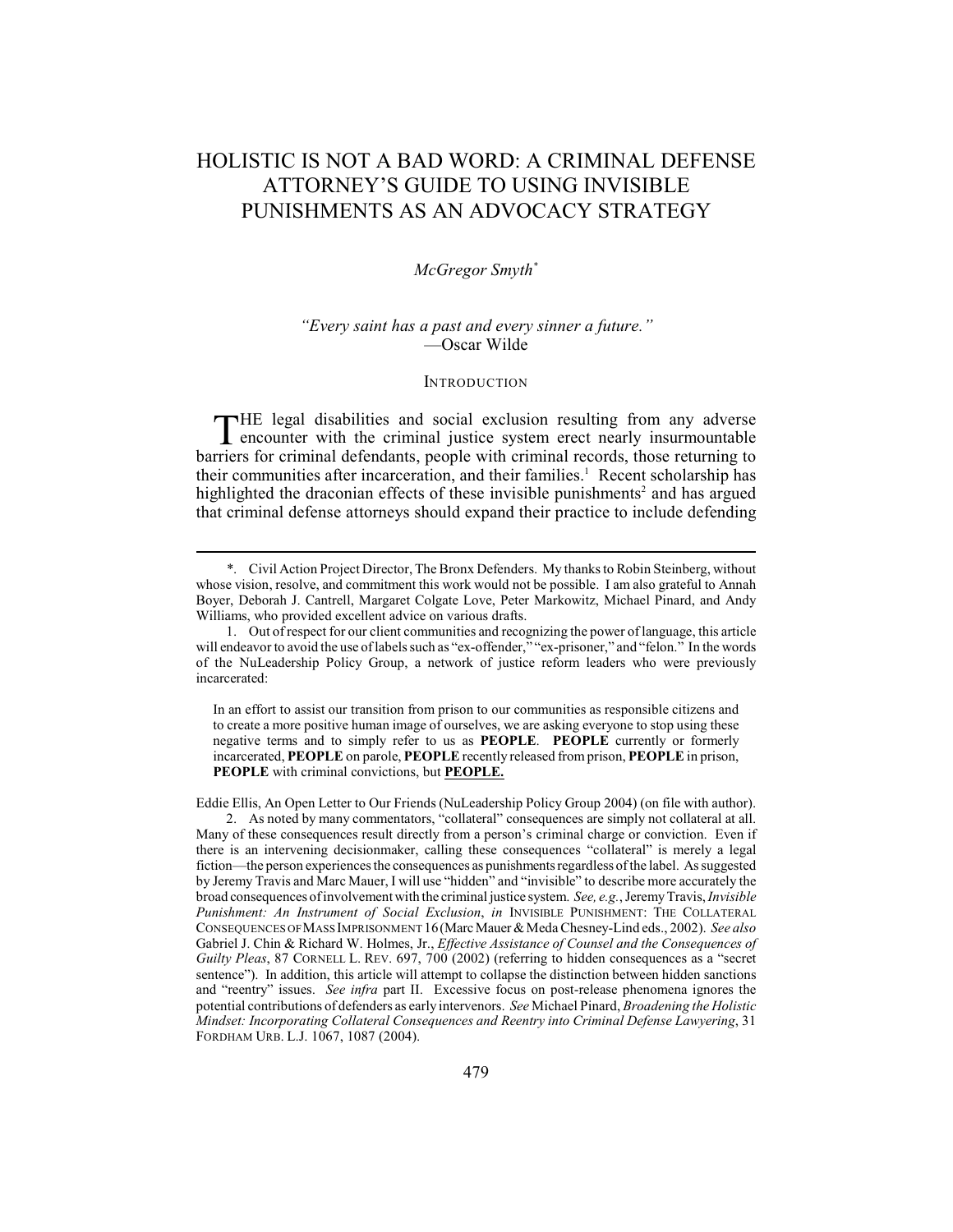# HOLISTIC IS NOT A BAD WORD: A CRIMINAL DEFENSE ATTORNEY'S GUIDE TO USING INVISIBLE PUNISHMENTS AS AN ADVOCACY STRATEGY

*McGregor Smyth*[*]

*"Every saint has a past and every sinner a future."*
—Oscar Wilde

## INTRODUCTION

THE legal disabilities and social exclusion resulting from any adverse encounter with the criminal justice system erect nearly insurmountable barriers for criminal defendants, people with criminal records, those returning to their communities after incarceration, and their families.[1] Recent scholarship has highlighted the draconian effects of these invisible punishments[2] and has argued that criminal defense attorneys should expand their practice to include defending

---

*. Civil Action Project Director, The Bronx Defenders. My thanks to Robin Steinberg, without whose vision, resolve, and commitment this work would not be possible. I am also grateful to Annah Boyer, Deborah J. Cantrell, Margaret Colgate Love, Peter Markowitz, Michael Pinard, and Andy Williams, who provided excellent advice on various drafts.

1. Out of respect for our client communities and recognizing the power of language, this article will endeavor to avoid the use of labels such as "ex-offender," "ex-prisoner," and "felon." In the words of the NuLeadership Policy Group, a network of justice reform leaders who were previously incarcerated:

> In an effort to assist our transition from prison to our communities as responsible citizens and to create a more positive human image of ourselves, we are asking everyone to stop using these negative terms and to simply refer to us as **PEOPLE**. **PEOPLE** currently or formerly incarcerated, **PEOPLE** on parole, **PEOPLE** recently released from prison, **PEOPLE** in prison, **PEOPLE** with criminal convictions, but **PEOPLE.**

Eddie Ellis, An Open Letter to Our Friends (NuLeadership Policy Group 2004) (on file with author).

2. As noted by many commentators, "collateral" consequences are simply not collateral at all. Many of these consequences result directly from a person's criminal charge or conviction. Even if there is an intervening decisionmaker, calling these consequences "collateral" is merely a legal fiction—the person experiences the consequences as punishments regardless of the label. As suggested by Jeremy Travis and Marc Mauer, I will use "hidden" and "invisible" to describe more accurately the broad consequences of involvement with the criminal justice system. *See, e.g.*, Jeremy Travis, *Invisible Punishment: An Instrument of Social Exclusion*, *in* INVISIBLE PUNISHMENT: THE COLLATERAL CONSEQUENCES OF MASS IMPRISONMENT 16 (Marc Mauer & Meda Chesney-Lind eds., 2002). *See also* Gabriel J. Chin & Richard W. Holmes, Jr., *Effective Assistance of Counsel and the Consequences of Guilty Pleas*, 87 CORNELL L. REV. 697, 700 (2002) (referring to hidden consequences as a "secret sentence"). In addition, this article will attempt to collapse the distinction between hidden sanctions and "reentry" issues. *See infra* part II. Excessive focus on post-release phenomena ignores the potential contributions of defenders as early intervenors. *See* Michael Pinard, *Broadening the Holistic Mindset: Incorporating Collateral Consequences and Reentry into Criminal Defense Lawyering*, 31 FORDHAM URB. L.J. 1067, 1087 (2004).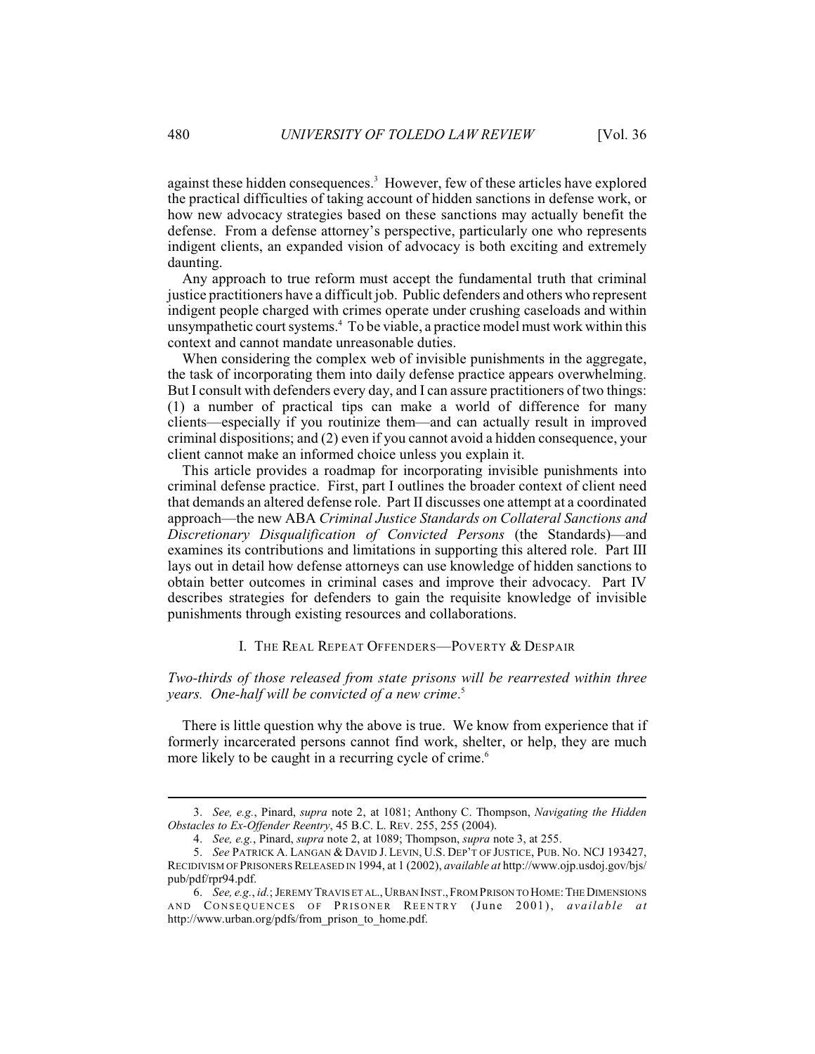against these hidden consequences.[3] However, few of these articles have explored the practical difficulties of taking account of hidden sanctions in defense work, or how new advocacy strategies based on these sanctions may actually benefit the defense. From a defense attorney's perspective, particularly one who represents indigent clients, an expanded vision of advocacy is both exciting and extremely daunting.

Any approach to true reform must accept the fundamental truth that criminal justice practitioners have a difficult job. Public defenders and others who represent indigent people charged with crimes operate under crushing caseloads and within unsympathetic court systems.[4] To be viable, a practice model must work within this context and cannot mandate unreasonable duties.

When considering the complex web of invisible punishments in the aggregate, the task of incorporating them into daily defense practice appears overwhelming. But I consult with defenders every day, and I can assure practitioners of two things: (1) a number of practical tips can make a world of difference for many clients—especially if you routinize them—and can actually result in improved criminal dispositions; and (2) even if you cannot avoid a hidden consequence, your client cannot make an informed choice unless you explain it.

This article provides a roadmap for incorporating invisible punishments into criminal defense practice. First, part I outlines the broader context of client need that demands an altered defense role. Part II discusses one attempt at a coordinated approach—the new ABA *Criminal Justice Standards on Collateral Sanctions and Discretionary Disqualification of Convicted Persons* (the Standards)—and examines its contributions and limitations in supporting this altered role. Part III lays out in detail how defense attorneys can use knowledge of hidden sanctions to obtain better outcomes in criminal cases and improve their advocacy. Part IV describes strategies for defenders to gain the requisite knowledge of invisible punishments through existing resources and collaborations.

## I. THE REAL REPEAT OFFENDERS—POVERTY & DESPAIR

*Two-thirds of those released from state prisons will be rearrested within three years. One-half will be convicted of a new crime*.[5]

There is little question why the above is true. We know from experience that if formerly incarcerated persons cannot find work, shelter, or help, they are much more likely to be caught in a recurring cycle of crime.[6]

---

3. *See, e.g.*, Pinard, *supra* note 2, at 1081; Anthony C. Thompson, *Navigating the Hidden Obstacles to Ex-Offender Reentry*, 45 B.C. L. REV. 255, 255 (2004).

4. *See, e.g.*, Pinard, *supra* note 2, at 1089; Thompson, *supra* note 3, at 255.

5. *See* PATRICK A. LANGAN & DAVID J. LEVIN, U.S. DEP'T OF JUSTICE, PUB. NO. NCJ 193427, RECIDIVISM OF PRISONERS RELEASED IN 1994, at 1 (2002), *available at* http://www.ojp.usdoj.gov/bjs/pub/pdf/rpr94.pdf.

6. *See, e.g.*, *id.*; JEREMY TRAVIS ET AL., URBAN INST., FROM PRISON TO HOME: THE DIMENSIONS AND CONSEQUENCES OF PRISONER REENTRY (June 2001), *available at* http://www.urban.org/pdfs/from_prison_to_home.pdf.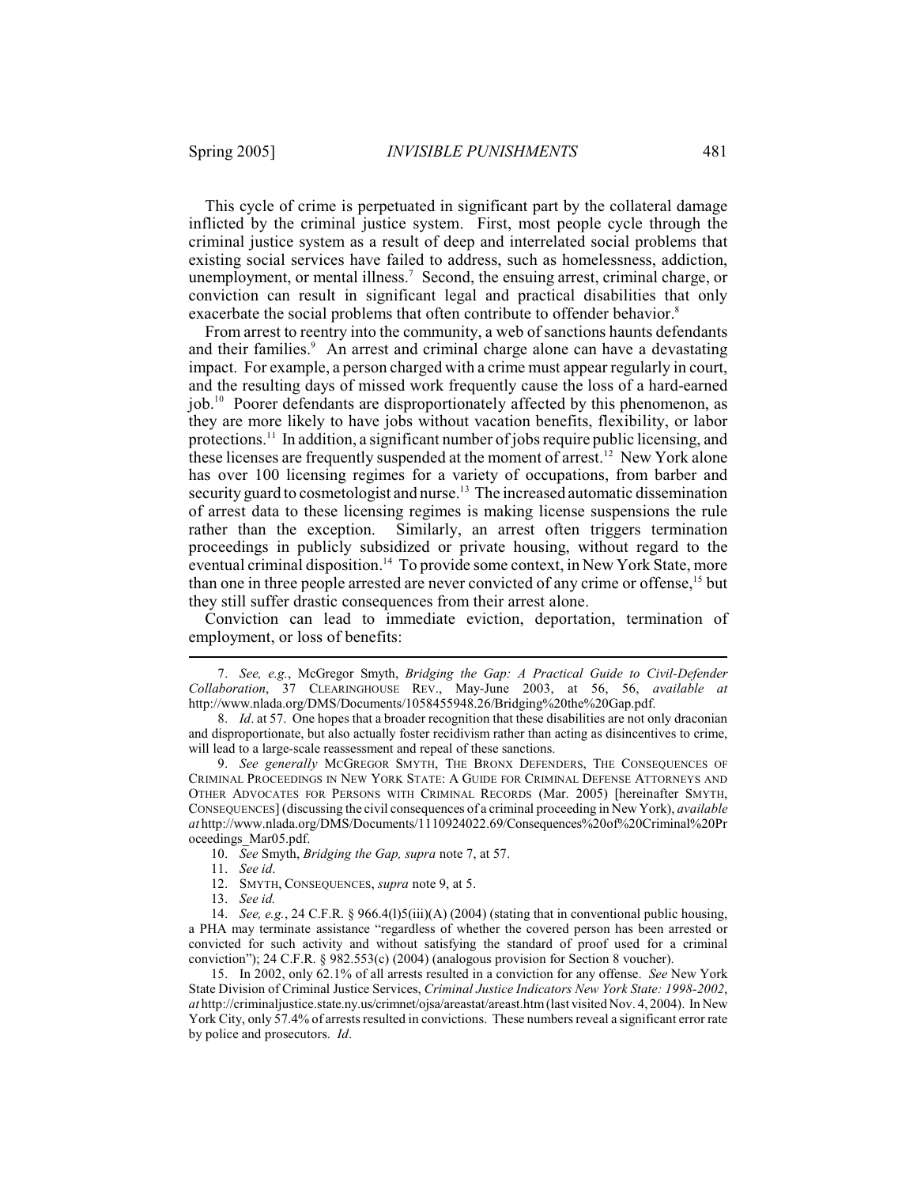This cycle of crime is perpetuated in significant part by the collateral damage inflicted by the criminal justice system. First, most people cycle through the criminal justice system as a result of deep and interrelated social problems that existing social services have failed to address, such as homelessness, addiction, unemployment, or mental illness.[7] Second, the ensuing arrest, criminal charge, or conviction can result in significant legal and practical disabilities that only exacerbate the social problems that often contribute to offender behavior.[8]

From arrest to reentry into the community, a web of sanctions haunts defendants and their families.[9] An arrest and criminal charge alone can have a devastating impact. For example, a person charged with a crime must appear regularly in court, and the resulting days of missed work frequently cause the loss of a hard-earned job.[10] Poorer defendants are disproportionately affected by this phenomenon, as they are more likely to have jobs without vacation benefits, flexibility, or labor protections.[11] In addition, a significant number of jobs require public licensing, and these licenses are frequently suspended at the moment of arrest.[12] New York alone has over 100 licensing regimes for a variety of occupations, from barber and security guard to cosmetologist and nurse.[13] The increased automatic dissemination of arrest data to these licensing regimes is making license suspensions the rule rather than the exception. Similarly, an arrest often triggers termination proceedings in publicly subsidized or private housing, without regard to the eventual criminal disposition.[14] To provide some context, in New York State, more than one in three people arrested are never convicted of any crime or offense,[15] but they still suffer drastic consequences from their arrest alone.

Conviction can lead to immediate eviction, deportation, termination of employment, or loss of benefits:

---

7. *See, e.g.*, McGregor Smyth, *Bridging the Gap: A Practical Guide to Civil-Defender Collaboration*, 37 CLEARINGHOUSE REV., May-June 2003, at 56, 56, *available at* http://www.nlada.org/DMS/Documents/1058455948.26/Bridging%20the%20Gap.pdf.

8. *Id*. at 57. One hopes that a broader recognition that these disabilities are not only draconian and disproportionate, but also actually foster recidivism rather than acting as disincentives to crime, will lead to a large-scale reassessment and repeal of these sanctions.

9. *See generally* MCGREGOR SMYTH, THE BRONX DEFENDERS, THE CONSEQUENCES OF CRIMINAL PROCEEDINGS IN NEW YORK STATE: A GUIDE FOR CRIMINAL DEFENSE ATTORNEYS AND OTHER ADVOCATES FOR PERSONS WITH CRIMINAL RECORDS (Mar. 2005) [hereinafter SMYTH, CONSEQUENCES] (discussing the civil consequences of a criminal proceeding in New York), *available at* http://www.nlada.org/DMS/Documents/1110924022.69/Consequences%20of%20Criminal%20Proceedings_Mar05.pdf.

10. *See* Smyth, *Bridging the Gap, supra* note 7, at 57.

11. *See id*.

12. SMYTH, CONSEQUENCES, *supra* note 9, at 5.

13. *See id.*

14. *See, e.g.*, 24 C.F.R. § 966.4(l)5(iii)(A) (2004) (stating that in conventional public housing, a PHA may terminate assistance "regardless of whether the covered person has been arrested or convicted for such activity and without satisfying the standard of proof used for a criminal conviction"); 24 C.F.R. § 982.553(c) (2004) (analogous provision for Section 8 voucher).

15. In 2002, only 62.1% of all arrests resulted in a conviction for any offense. *See* New York State Division of Criminal Justice Services, *Criminal Justice Indicators New York State: 1998-2002*, *at* http://criminaljustice.state.ny.us/crimnet/ojsa/areastat/areast.htm (last visited Nov. 4, 2004). In New York City, only 57.4% of arrests resulted in convictions. These numbers reveal a significant error rate by police and prosecutors. *Id*.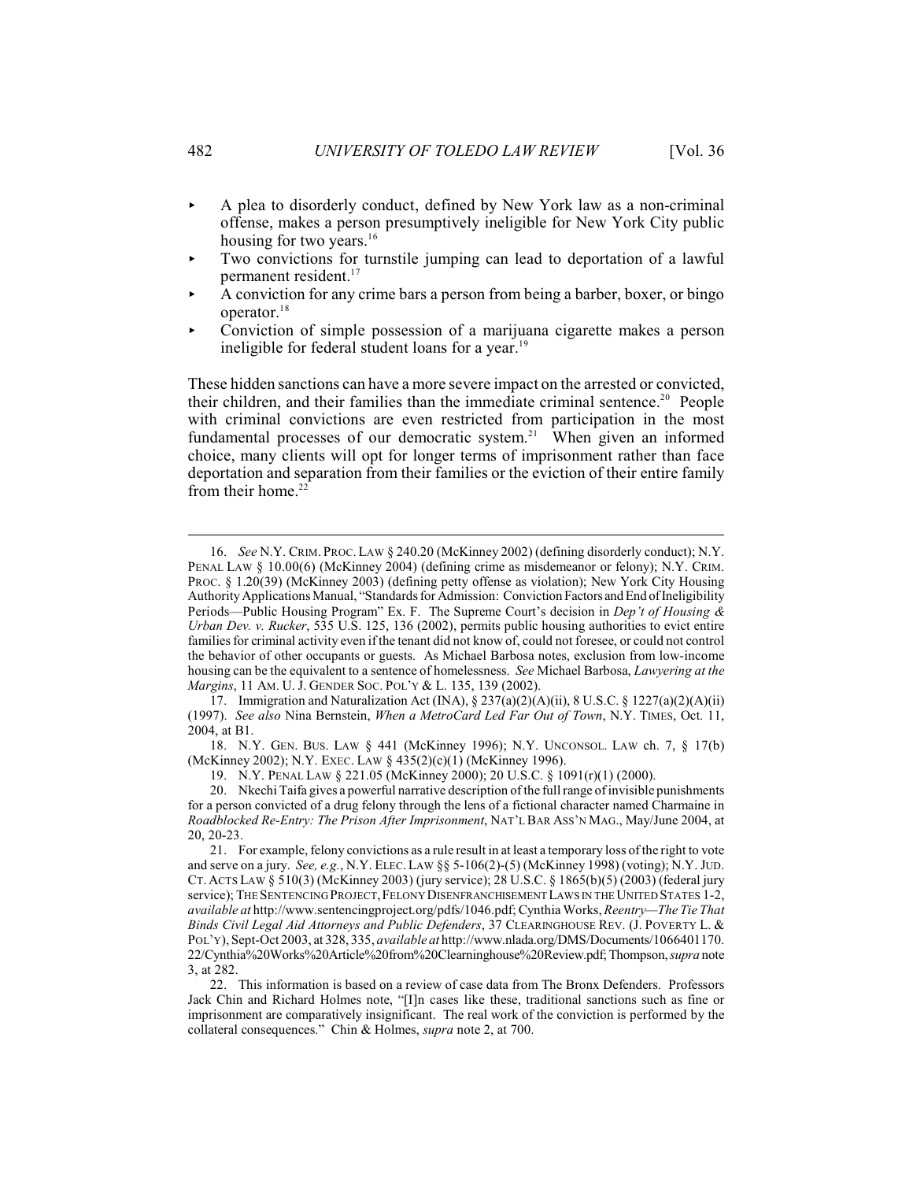- A plea to disorderly conduct, defined by New York law as a non-criminal offense, makes a person presumptively ineligible for New York City public housing for two years.[16]
- Two convictions for turnstile jumping can lead to deportation of a lawful permanent resident.[17]
- A conviction for any crime bars a person from being a barber, boxer, or bingo operator.[18]
- Conviction of simple possession of a marijuana cigarette makes a person ineligible for federal student loans for a year.[19]

These hidden sanctions can have a more severe impact on the arrested or convicted, their children, and their families than the immediate criminal sentence.[20] People with criminal convictions are even restricted from participation in the most fundamental processes of our democratic system.[21] When given an informed choice, many clients will opt for longer terms of imprisonment rather than face deportation and separation from their families or the eviction of their entire family from their home.[22]

---

16. *See* N.Y. CRIM. PROC. LAW § 240.20 (McKinney 2002) (defining disorderly conduct); N.Y. PENAL LAW § 10.00(6) (McKinney 2004) (defining crime as misdemeanor or felony); N.Y. CRIM. PROC. § 1.20(39) (McKinney 2003) (defining petty offense as violation); New York City Housing Authority Applications Manual, "Standards for Admission: Conviction Factors and End of Ineligibility Periods—Public Housing Program" Ex. F. The Supreme Court's decision in *Dep't of Housing & Urban Dev. v. Rucker*, 535 U.S. 125, 136 (2002), permits public housing authorities to evict entire families for criminal activity even if the tenant did not know of, could not foresee, or could not control the behavior of other occupants or guests. As Michael Barbosa notes, exclusion from low-income housing can be the equivalent to a sentence of homelessness. *See* Michael Barbosa, *Lawyering at the Margins*, 11 AM. U. J. GENDER SOC. POL'Y & L. 135, 139 (2002).

17. Immigration and Naturalization Act (INA), § 237(a)(2)(A)(ii), 8 U.S.C. § 1227(a)(2)(A)(ii) (1997). *See also* Nina Bernstein, *When a MetroCard Led Far Out of Town*, N.Y. TIMES, Oct. 11, 2004, at B1.

18. N.Y. GEN. BUS. LAW § 441 (McKinney 1996); N.Y. UNCONSOL. LAW ch. 7, § 17(b) (McKinney 2002); N.Y. EXEC. LAW § 435(2)(c)(1) (McKinney 1996).

19. N.Y. PENAL LAW § 221.05 (McKinney 2000); 20 U.S.C. § 1091(r)(1) (2000).

20. Nkechi Taifa gives a powerful narrative description of the full range of invisible punishments for a person convicted of a drug felony through the lens of a fictional character named Charmaine in *Roadblocked Re-Entry: The Prison After Imprisonment*, NAT'L BAR ASS'N MAG., May/June 2004, at 20, 20-23.

21. For example, felony convictions as a rule result in at least a temporary loss of the right to vote and serve on a jury. *See, e.g.*, N.Y. ELEC. LAW §§ 5-106(2)-(5) (McKinney 1998) (voting); N.Y. JUD. CT. ACTS LAW § 510(3) (McKinney 2003) (jury service); 28 U.S.C. § 1865(b)(5) (2003) (federal jury service); THE SENTENCING PROJECT, FELONY DISENFRANCHISEMENT LAWS IN THE UNITED STATES 1-2, *available at* http://www.sentencingproject.org/pdfs/1046.pdf; Cynthia Works, *Reentry—The Tie That Binds Civil Legal Aid Attorneys and Public Defenders*, 37 CLEARINGHOUSE REV. (J. POVERTY L. & POL'Y), Sept-Oct 2003, at 328, 335, *available at* http://www.nlada.org/DMS/Documents/1066401170.22/Cynthia%20Works%20Article%20from%20Clearninghouse%20Review.pdf; Thompson, *supra* note 3, at 282.

22. This information is based on a review of case data from The Bronx Defenders. Professors Jack Chin and Richard Holmes note, "[I]n cases like these, traditional sanctions such as fine or imprisonment are comparatively insignificant. The real work of the conviction is performed by the collateral consequences." Chin & Holmes, *supra* note 2, at 700.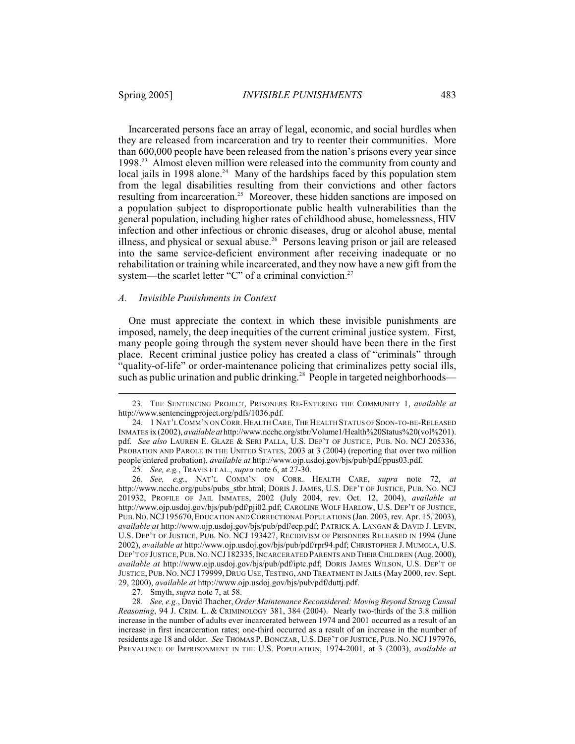Incarcerated persons face an array of legal, economic, and social hurdles when they are released from incarceration and try to reenter their communities. More than 600,000 people have been released from the nation's prisons every year since 1998.[23] Almost eleven million were released into the community from county and local jails in 1998 alone.[24] Many of the hardships faced by this population stem from the legal disabilities resulting from their convictions and other factors resulting from incarceration.[25] Moreover, these hidden sanctions are imposed on a population subject to disproportionate public health vulnerabilities than the general population, including higher rates of childhood abuse, homelessness, HIV infection and other infectious or chronic diseases, drug or alcohol abuse, mental illness, and physical or sexual abuse.[26] Persons leaving prison or jail are released into the same service-deficient environment after receiving inadequate or no rehabilitation or training while incarcerated, and they now have a new gift from the system—the scarlet letter "C" of a criminal conviction.[27]

### A. *Invisible Punishments in Context*

One must appreciate the context in which these invisible punishments are imposed, namely, the deep inequities of the current criminal justice system. First, many people going through the system never should have been there in the first place. Recent criminal justice policy has created a class of "criminals" through "quality-of-life" or order-maintenance policing that criminalizes petty social ills, such as public urination and public drinking.[28] People in targeted neighborhoods—

---

23. THE SENTENCING PROJECT, PRISONERS RE-ENTERING THE COMMUNITY 1, *available at* http://www.sentencingproject.org/pdfs/1036.pdf.

24. 1 NAT'L COMM'N ON CORR. HEALTH CARE, THE HEALTH STATUS OF SOON-TO-BE-RELEASED INMATES ix (2002), *available at* http://www.ncchc.org/stbr/Volume1/Health%20Status%20(vol%201).pdf. *See also* LAUREN E. GLAZE & SERI PALLA, U.S. DEP'T OF JUSTICE, PUB. NO. NCJ 205336, PROBATION AND PAROLE IN THE UNITED STATES, 2003 at 3 (2004) (reporting that over two million people entered probation), *available at* http://www.ojp.usdoj.gov/bjs/pub/pdf/ppus03.pdf.

25. *See, e.g.*, TRAVIS ET AL., *supra* note 6, at 27-30.

26. *See, e.g.*, NAT'L COMM'N ON CORR. HEALTH CARE, *supra* note 72, *at* http://www.ncchc.org/pubs/pubs_stbr.html; DORIS J. JAMES, U.S. DEP'T OF JUSTICE, PUB. NO. NCJ 201932, PROFILE OF JAIL INMATES, 2002 (July 2004, rev. Oct. 12, 2004), *available at* http://www.ojp.usdoj.gov/bjs/pub/pdf/pji02.pdf; CAROLINE WOLF HARLOW, U.S. DEP'T OF JUSTICE, PUB. NO. NCJ 195670, EDUCATION AND CORRECTIONAL POPULATIONS (Jan. 2003, rev. Apr. 15, 2003), *available at* http://www.ojp.usdoj.gov/bjs/pub/pdf/ecp.pdf; PATRICK A. LANGAN & DAVID J. LEVIN, U.S. DEP'T OF JUSTICE, PUB. NO. NCJ 193427, RECIDIVISM OF PRISONERS RELEASED IN 1994 (June 2002), *available at* http://www.ojp.usdoj.gov/bjs/pub/pdf/rpr94.pdf; CHRISTOPHER J. MUMOLA, U.S. DEP'T OF JUSTICE, PUB. NO. NCJ 182335, INCARCERATED PARENTS AND THEIR CHILDREN (Aug. 2000), *available at* http://www.ojp.usdoj.gov/bjs/pub/pdf/iptc.pdf; DORIS JAMES WILSON, U.S. DEP'T OF JUSTICE, PUB. NO. NCJ 179999, DRUG USE, TESTING, AND TREATMENT IN JAILS (May 2000, rev. Sept. 29, 2000), *available at* http://www.ojp.usdoj.gov/bjs/pub/pdf/duttj.pdf.

27. Smyth, *supra* note 7, at 58.

28. *See, e.g.*, David Thacher, *Order Maintenance Reconsidered: Moving Beyond Strong Causal Reasoning*, 94 J. CRIM. L. & CRIMINOLOGY 381, 384 (2004). Nearly two-thirds of the 3.8 million increase in the number of adults ever incarcerated between 1974 and 2001 occurred as a result of an increase in first incarceration rates; one-third occurred as a result of an increase in the number of residents age 18 and older. *See* THOMAS P. BONCZAR, U.S. DEP'T OF JUSTICE, PUB. NO. NCJ 197976, PREVALENCE OF IMPRISONMENT IN THE U.S. POPULATION, 1974-2001, at 3 (2003), *available at*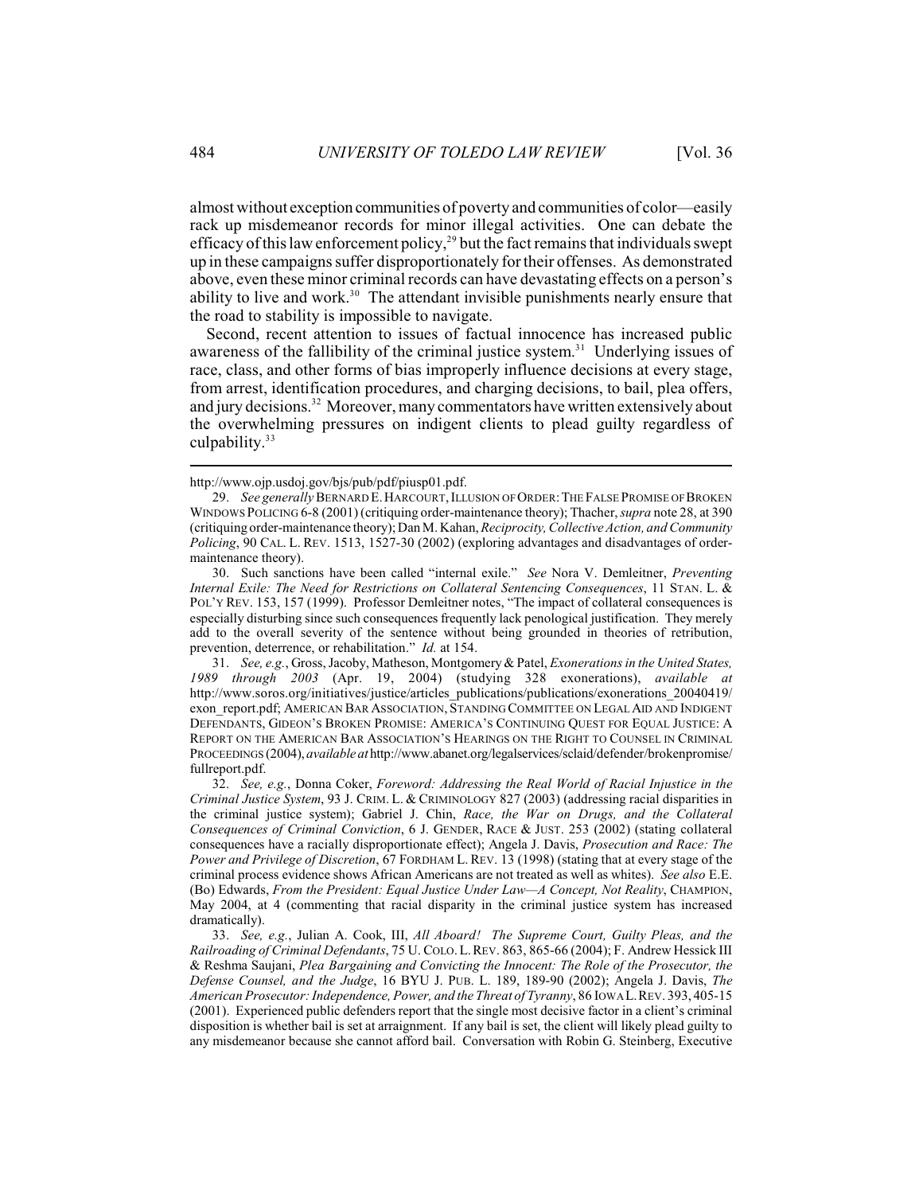almost without exception communities of poverty and communities of color—easily rack up misdemeanor records for minor illegal activities. One can debate the efficacy of this law enforcement policy,[29] but the fact remains that individuals swept up in these campaigns suffer disproportionately for their offenses. As demonstrated above, even these minor criminal records can have devastating effects on a person's ability to live and work.[30] The attendant invisible punishments nearly ensure that the road to stability is impossible to navigate.

Second, recent attention to issues of factual innocence has increased public awareness of the fallibility of the criminal justice system.[31] Underlying issues of race, class, and other forms of bias improperly influence decisions at every stage, from arrest, identification procedures, and charging decisions, to bail, plea offers, and jury decisions.[32] Moreover, many commentators have written extensively about the overwhelming pressures on indigent clients to plead guilty regardless of culpability.[33]

---

http://www.ojp.usdoj.gov/bjs/pub/pdf/piusp01.pdf.

29. *See generally* BERNARD E. HARCOURT, ILLUSION OF ORDER: THE FALSE PROMISE OF BROKEN WINDOWS POLICING 6-8 (2001) (critiquing order-maintenance theory); Thacher, *supra* note 28, at 390 (critiquing order-maintenance theory); Dan M. Kahan, *Reciprocity, Collective Action, and Community Policing*, 90 CAL. L. REV. 1513, 1527-30 (2002) (exploring advantages and disadvantages of order-maintenance theory).

30. Such sanctions have been called "internal exile." *See* Nora V. Demleitner, *Preventing Internal Exile: The Need for Restrictions on Collateral Sentencing Consequences*, 11 STAN. L. & POL'Y REV. 153, 157 (1999). Professor Demleitner notes, "The impact of collateral consequences is especially disturbing since such consequences frequently lack penological justification. They merely add to the overall severity of the sentence without being grounded in theories of retribution, prevention, deterrence, or rehabilitation." *Id.* at 154.

31. *See, e.g.*, Gross, Jacoby, Matheson, Montgomery & Patel, *Exonerations in the United States, 1989 through 2003* (Apr. 19, 2004) (studying 328 exonerations), *available at* http://www.soros.org/initiatives/justice/articles_publications/publications/exonerations_20040419/exon_report.pdf; AMERICAN BAR ASSOCIATION, STANDING COMMITTEE ON LEGAL AID AND INDIGENT DEFENDANTS, GIDEON'S BROKEN PROMISE: AMERICA'S CONTINUING QUEST FOR EQUAL JUSTICE: A REPORT ON THE AMERICAN BAR ASSOCIATION'S HEARINGS ON THE RIGHT TO COUNSEL IN CRIMINAL PROCEEDINGS (2004), *available at* http://www.abanet.org/legalservices/sclaid/defender/brokenpromise/fullreport.pdf.

32. *See, e.g.*, Donna Coker, *Foreword: Addressing the Real World of Racial Injustice in the Criminal Justice System*, 93 J. CRIM. L. & CRIMINOLOGY 827 (2003) (addressing racial disparities in the criminal justice system); Gabriel J. Chin, *Race, the War on Drugs, and the Collateral Consequences of Criminal Conviction*, 6 J. GENDER, RACE & JUST. 253 (2002) (stating collateral consequences have a racially disproportionate effect); Angela J. Davis, *Prosecution and Race: The Power and Privilege of Discretion*, 67 FORDHAM L. REV. 13 (1998) (stating that at every stage of the criminal process evidence shows African Americans are not treated as well as whites). *See also* E.E. (Bo) Edwards, *From the President: Equal Justice Under Law—A Concept, Not Reality*, CHAMPION, May 2004, at 4 (commenting that racial disparity in the criminal justice system has increased dramatically).

33. *See, e.g.*, Julian A. Cook, III, *All Aboard! The Supreme Court, Guilty Pleas, and the Railroading of Criminal Defendants*, 75 U. COLO. L. REV. 863, 865-66 (2004); F. Andrew Hessick III & Reshma Saujani, *Plea Bargaining and Convicting the Innocent: The Role of the Prosecutor, the Defense Counsel, and the Judge*, 16 BYU J. PUB. L. 189, 189-90 (2002); Angela J. Davis, *The American Prosecutor: Independence, Power, and the Threat of Tyranny*, 86 IOWA L. REV. 393, 405-15 (2001). Experienced public defenders report that the single most decisive factor in a client's criminal disposition is whether bail is set at arraignment. If any bail is set, the client will likely plead guilty to any misdemeanor because she cannot afford bail. Conversation with Robin G. Steinberg, Executive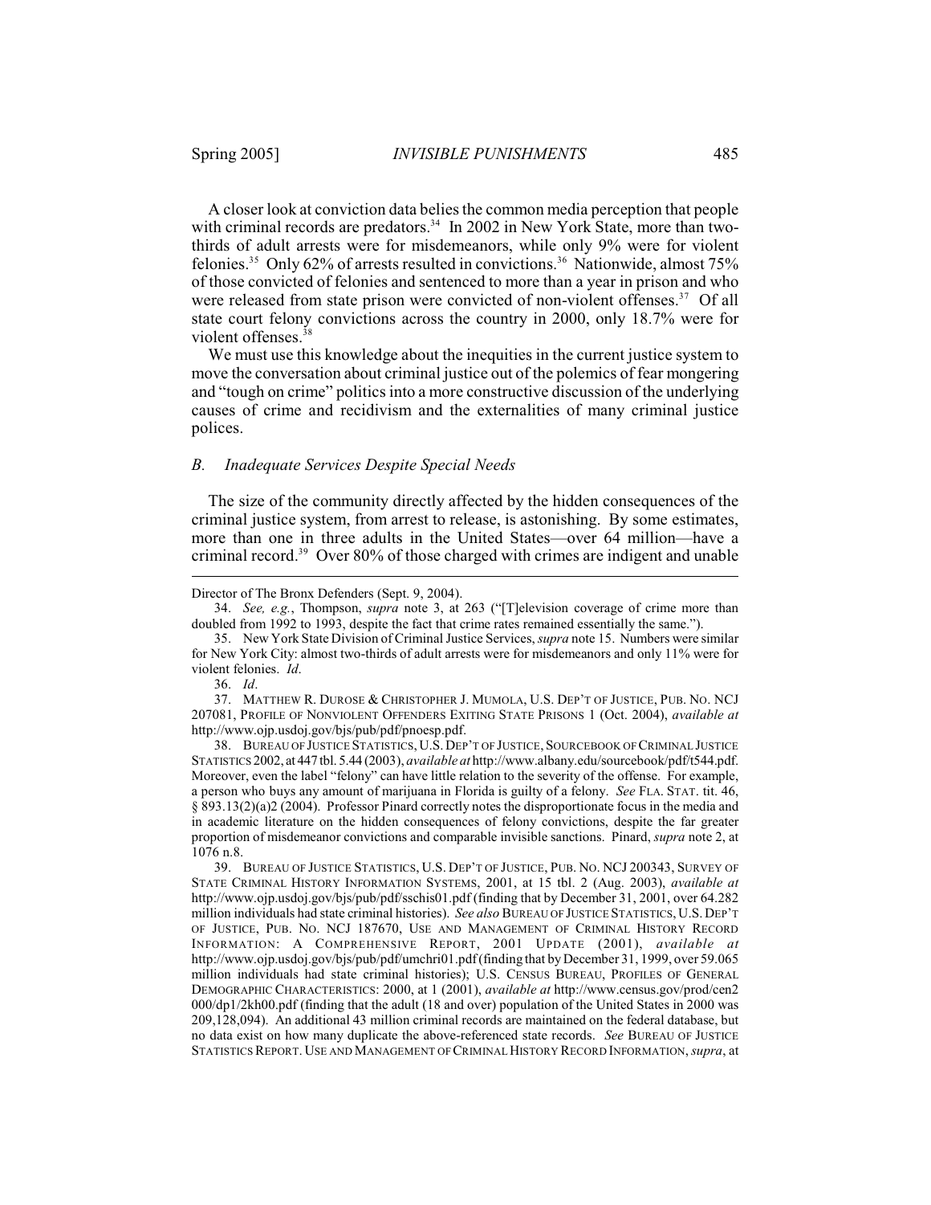A closer look at conviction data belies the common media perception that people with criminal records are predators.[34] In 2002 in New York State, more than two-thirds of adult arrests were for misdemeanors, while only 9% were for violent felonies.[35] Only 62% of arrests resulted in convictions.[36] Nationwide, almost 75% of those convicted of felonies and sentenced to more than a year in prison and who were released from state prison were convicted of non-violent offenses.[37] Of all state court felony convictions across the country in 2000, only 18.7% were for violent offenses.[38]

We must use this knowledge about the inequities in the current justice system to move the conversation about criminal justice out of the polemics of fear mongering and "tough on crime" politics into a more constructive discussion of the underlying causes of crime and recidivism and the externalities of many criminal justice polices.

### *B. Inadequate Services Despite Special Needs*

The size of the community directly affected by the hidden consequences of the criminal justice system, from arrest to release, is astonishing. By some estimates, more than one in three adults in the United States—over 64 million—have a criminal record.[39] Over 80% of those charged with crimes are indigent and unable

---

Director of The Bronx Defenders (Sept. 9, 2004).

34. *See, e.g.*, Thompson, *supra* note 3, at 263 ("[T]elevision coverage of crime more than doubled from 1992 to 1993, despite the fact that crime rates remained essentially the same.").

35. New York State Division of Criminal Justice Services, *supra* note 15. Numbers were similar for New York City: almost two-thirds of adult arrests were for misdemeanors and only 11% were for violent felonies. *Id.*

36. *Id.*

37. MATTHEW R. DUROSE & CHRISTOPHER J. MUMOLA, U.S. DEP'T OF JUSTICE, PUB. NO. NCJ 207081, PROFILE OF NONVIOLENT OFFENDERS EXITING STATE PRISONS 1 (Oct. 2004), *available at* http://www.ojp.usdoj.gov/bjs/pub/pdf/pnoesp.pdf.

38. BUREAU OF JUSTICE STATISTICS, U.S. DEP'T OF JUSTICE, SOURCEBOOK OF CRIMINAL JUSTICE STATISTICS 2002, at 447 tbl. 5.44 (2003), *available at* http://www.albany.edu/sourcebook/pdf/t544.pdf. Moreover, even the label "felony" can have little relation to the severity of the offense. For example, a person who buys any amount of marijuana in Florida is guilty of a felony. *See* FLA. STAT. tit. 46, § 893.13(2)(a)2 (2004). Professor Pinard correctly notes the disproportionate focus in the media and in academic literature on the hidden consequences of felony convictions, despite the far greater proportion of misdemeanor convictions and comparable invisible sanctions. Pinard, *supra* note 2, at 1076 n.8.

39. BUREAU OF JUSTICE STATISTICS, U.S. DEP'T OF JUSTICE, PUB. NO. NCJ 200343, SURVEY OF STATE CRIMINAL HISTORY INFORMATION SYSTEMS, 2001, at 15 tbl. 2 (Aug. 2003), *available at* http://www.ojp.usdoj.gov/bjs/pub/pdf/sschis01.pdf (finding that by December 31, 2001, over 64.282 million individuals had state criminal histories). *See also* BUREAU OF JUSTICE STATISTICS, U.S. DEP'T OF JUSTICE, PUB. NO. NCJ 187670, USE AND MANAGEMENT OF CRIMINAL HISTORY RECORD INFORMATION: A COMPREHENSIVE REPORT, 2001 UPDATE (2001), *available at* http://www.ojp.usdoj.gov/bjs/pub/pdf/umchri01.pdf (finding that by December 31, 1999, over 59.065 million individuals had state criminal histories); U.S. CENSUS BUREAU, PROFILES OF GENERAL DEMOGRAPHIC CHARACTERISTICS: 2000, at 1 (2001), *available at* http://www.census.gov/prod/cen2000/dp1/2kh00.pdf (finding that the adult (18 and over) population of the United States in 2000 was 209,128,094). An additional 43 million criminal records are maintained on the federal database, but no data exist on how many duplicate the above-referenced state records. *See* BUREAU OF JUSTICE STATISTICS REPORT. USE AND MANAGEMENT OF CRIMINAL HISTORY RECORD INFORMATION, *supra*, at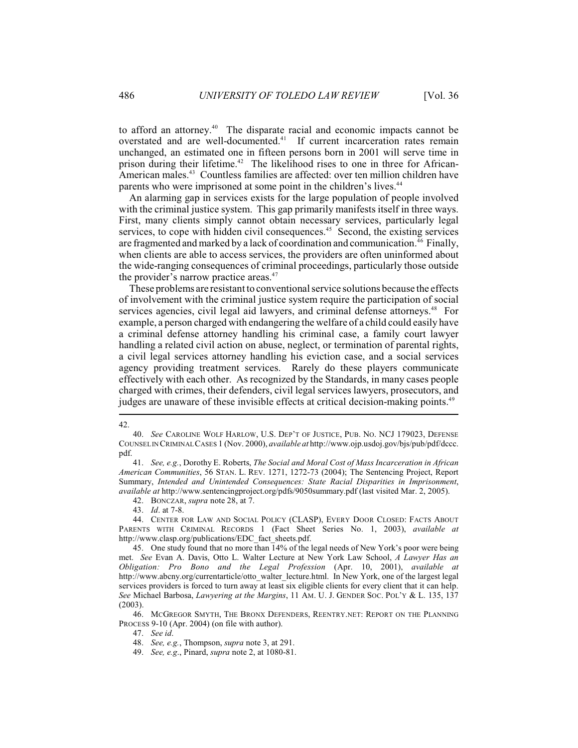to afford an attorney.[40] The disparate racial and economic impacts cannot be overstated and are well-documented.[41] If current incarceration rates remain unchanged, an estimated one in fifteen persons born in 2001 will serve time in prison during their lifetime.[42] The likelihood rises to one in three for African-American males.[43] Countless families are affected: over ten million children have parents who were imprisoned at some point in the children's lives.[44]

An alarming gap in services exists for the large population of people involved with the criminal justice system. This gap primarily manifests itself in three ways. First, many clients simply cannot obtain necessary services, particularly legal services, to cope with hidden civil consequences.[45] Second, the existing services are fragmented and marked by a lack of coordination and communication.[46] Finally, when clients are able to access services, the providers are often uninformed about the wide-ranging consequences of criminal proceedings, particularly those outside the provider's narrow practice areas.[47]

These problems are resistant to conventional service solutions because the effects of involvement with the criminal justice system require the participation of social services agencies, civil legal aid lawyers, and criminal defense attorneys.[48] For example, a person charged with endangering the welfare of a child could easily have a criminal defense attorney handling his criminal case, a family court lawyer handling a related civil action on abuse, neglect, or termination of parental rights, a civil legal services attorney handling his eviction case, and a social services agency providing treatment services. Rarely do these players communicate effectively with each other. As recognized by the Standards, in many cases people charged with crimes, their defenders, civil legal services lawyers, prosecutors, and judges are unaware of these invisible effects at critical decision-making points.[49]

---

42.

40. *See* CAROLINE WOLF HARLOW, U.S. DEP'T OF JUSTICE, PUB. NO. NCJ 179023, DEFENSE COUNSEL IN CRIMINAL CASES 1 (Nov. 2000), *available at* http://www.ojp.usdoj.gov/bjs/pub/pdf/dccc.pdf.

41. *See, e.g.*, Dorothy E. Roberts, *The Social and Moral Cost of Mass Incarceration in African American Communities*, 56 STAN. L. REV. 1271, 1272-73 (2004); The Sentencing Project, Report Summary, *Intended and Unintended Consequences: State Racial Disparities in Imprisonment*, *available at* http://www.sentencingproject.org/pdfs/9050summary.pdf (last visited Mar. 2, 2005).

42. BONCZAR, *supra* note 28, at 7.

43. *Id*. at 7-8.

44. CENTER FOR LAW AND SOCIAL POLICY (CLASP), EVERY DOOR CLOSED: FACTS ABOUT PARENTS WITH CRIMINAL RECORDS 1 (Fact Sheet Series No. 1, 2003), *available at* http://www.clasp.org/publications/EDC_fact_sheets.pdf.

45. One study found that no more than 14% of the legal needs of New York's poor were being met. *See* Evan A. Davis, Otto L. Walter Lecture at New York Law School, *A Lawyer Has an Obligation: Pro Bono and the Legal Profession* (Apr. 10, 2001), *available at* http://www.abcny.org/currentarticle/otto_walter_lecture.html. In New York, one of the largest legal services providers is forced to turn away at least six eligible clients for every client that it can help. *See* Michael Barbosa, *Lawyering at the Margins*, 11 AM. U. J. GENDER SOC. POL'Y & L. 135, 137 (2003).

46. MCGREGOR SMYTH, THE BRONX DEFENDERS, REENTRY.NET: REPORT ON THE PLANNING PROCESS 9-10 (Apr. 2004) (on file with author).

47. *See id*.

48. *See, e.g.*, Thompson, *supra* note 3, at 291.

49. *See, e.g*., Pinard, *supra* note 2, at 1080-81.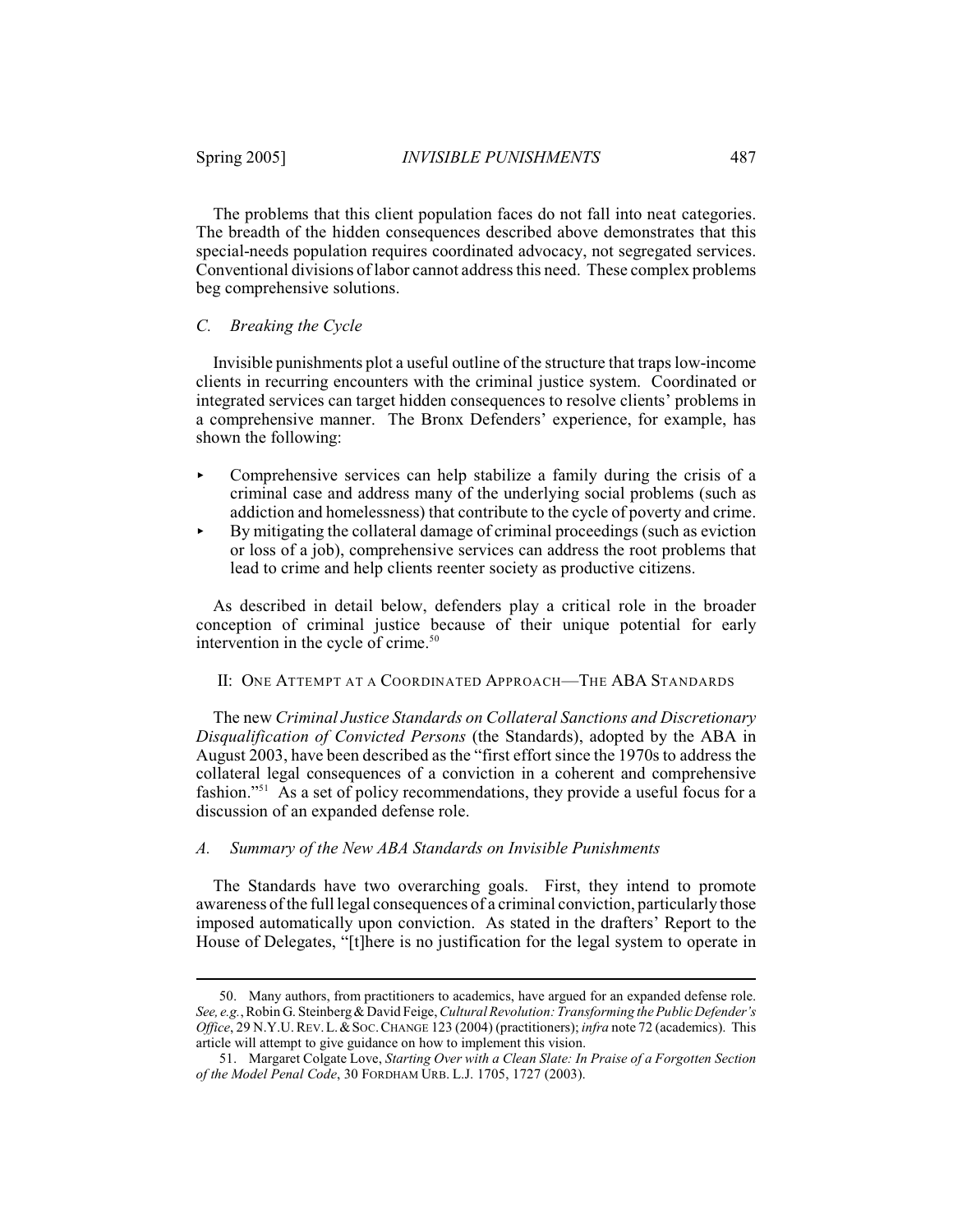The problems that this client population faces do not fall into neat categories. The breadth of the hidden consequences described above demonstrates that this special-needs population requires coordinated advocacy, not segregated services. Conventional divisions of labor cannot address this need. These complex problems beg comprehensive solutions.

### *C. Breaking the Cycle*

Invisible punishments plot a useful outline of the structure that traps low-income clients in recurring encounters with the criminal justice system. Coordinated or integrated services can target hidden consequences to resolve clients' problems in a comprehensive manner. The Bronx Defenders' experience, for example, has shown the following:

- Comprehensive services can help stabilize a family during the crisis of a criminal case and address many of the underlying social problems (such as addiction and homelessness) that contribute to the cycle of poverty and crime.
- By mitigating the collateral damage of criminal proceedings (such as eviction or loss of a job), comprehensive services can address the root problems that lead to crime and help clients reenter society as productive citizens.

As described in detail below, defenders play a critical role in the broader conception of criminal justice because of their unique potential for early intervention in the cycle of crime.[50]

## II: One Attempt at a Coordinated Approach—The ABA Standards

The new *Criminal Justice Standards on Collateral Sanctions and Discretionary Disqualification of Convicted Persons* (the Standards), adopted by the ABA in August 2003, have been described as the "first effort since the 1970s to address the collateral legal consequences of a conviction in a coherent and comprehensive fashion."[51] As a set of policy recommendations, they provide a useful focus for a discussion of an expanded defense role.

### *A. Summary of the New ABA Standards on Invisible Punishments*

The Standards have two overarching goals. First, they intend to promote awareness of the full legal consequences of a criminal conviction, particularly those imposed automatically upon conviction. As stated in the drafters' Report to the House of Delegates, "[t]here is no justification for the legal system to operate in

---

50. Many authors, from practitioners to academics, have argued for an expanded defense role. *See, e.g.*, Robin G. Steinberg & David Feige, *Cultural Revolution: Transforming the Public Defender's Office*, 29 N.Y.U. Rev. L. & Soc. Change 123 (2004) (practitioners); *infra* note 72 (academics). This article will attempt to give guidance on how to implement this vision.

51. Margaret Colgate Love, *Starting Over with a Clean Slate: In Praise of a Forgotten Section of the Model Penal Code*, 30 Fordham Urb. L.J. 1705, 1727 (2003).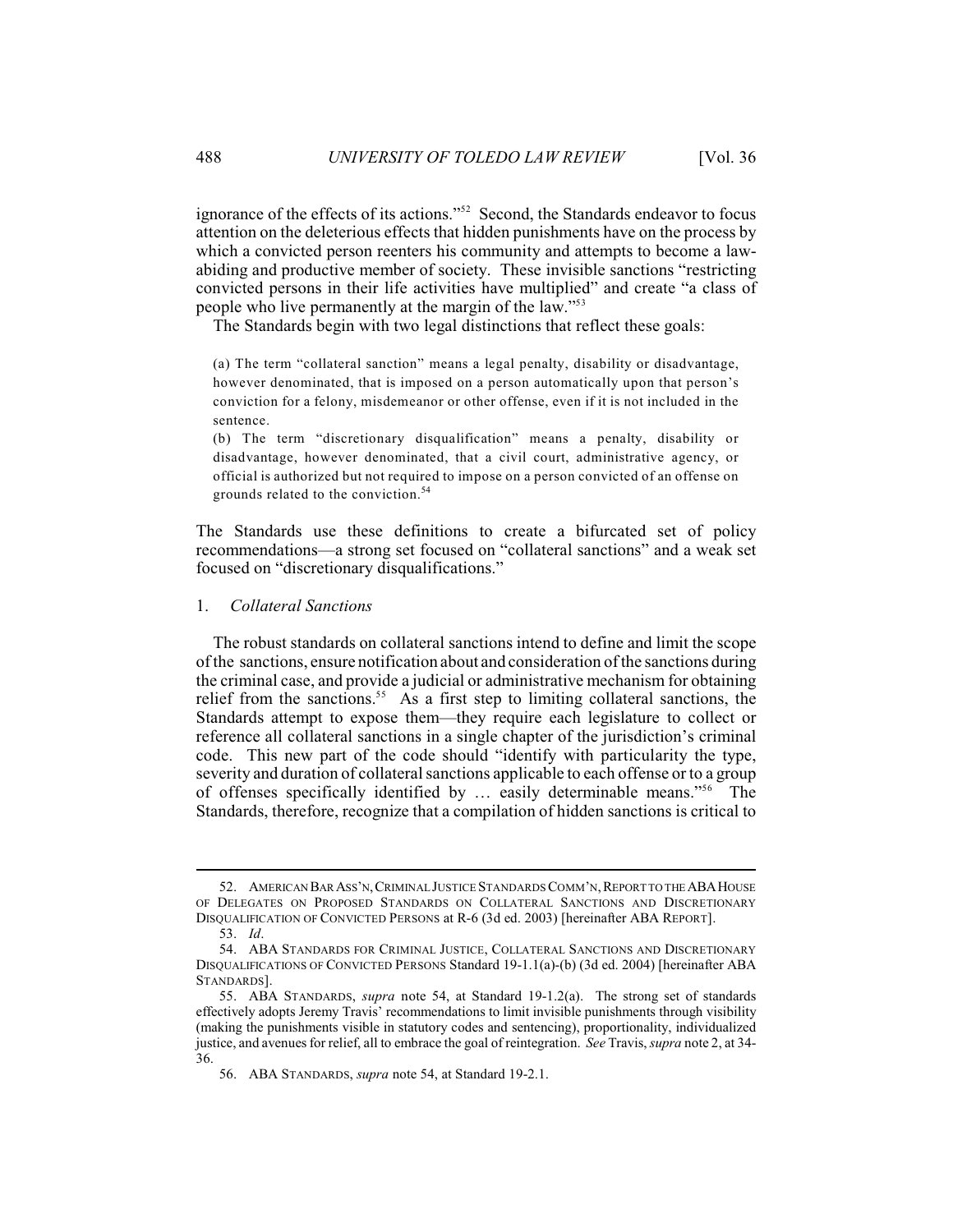ignorance of the effects of its actions."[52] Second, the Standards endeavor to focus attention on the deleterious effects that hidden punishments have on the process by which a convicted person reenters his community and attempts to become a law-abiding and productive member of society. These invisible sanctions "restricting convicted persons in their life activities have multiplied" and create "a class of people who live permanently at the margin of the law."[53]

The Standards begin with two legal distinctions that reflect these goals:

> (a) The term "collateral sanction" means a legal penalty, disability or disadvantage, however denominated, that is imposed on a person automatically upon that person's conviction for a felony, misdemeanor or other offense, even if it is not included in the sentence.
>
> (b) The term "discretionary disqualification" means a penalty, disability or disadvantage, however denominated, that a civil court, administrative agency, or official is authorized but not required to impose on a person convicted of an offense on grounds related to the conviction.[54]

The Standards use these definitions to create a bifurcated set of policy recommendations—a strong set focused on "collateral sanctions" and a weak set focused on "discretionary disqualifications."

### 1. *Collateral Sanctions*

The robust standards on collateral sanctions intend to define and limit the scope of the sanctions, ensure notification about and consideration of the sanctions during the criminal case, and provide a judicial or administrative mechanism for obtaining relief from the sanctions.[55] As a first step to limiting collateral sanctions, the Standards attempt to expose them—they require each legislature to collect or reference all collateral sanctions in a single chapter of the jurisdiction's criminal code. This new part of the code should "identify with particularity the type, severity and duration of collateral sanctions applicable to each offense or to a group of offenses specifically identified by … easily determinable means."[56] The Standards, therefore, recognize that a compilation of hidden sanctions is critical to

---

52. AMERICAN BAR ASS'N, CRIMINAL JUSTICE STANDARDS COMM'N, REPORT TO THE ABA HOUSE OF DELEGATES ON PROPOSED STANDARDS ON COLLATERAL SANCTIONS AND DISCRETIONARY DISQUALIFICATION OF CONVICTED PERSONS at R-6 (3d ed. 2003) [hereinafter ABA REPORT].

53. *Id*.

54. ABA STANDARDS FOR CRIMINAL JUSTICE, COLLATERAL SANCTIONS AND DISCRETIONARY DISQUALIFICATIONS OF CONVICTED PERSONS Standard 19-1.1(a)-(b) (3d ed. 2004) [hereinafter ABA STANDARDS].

55. ABA STANDARDS, *supra* note 54, at Standard 19-1.2(a). The strong set of standards effectively adopts Jeremy Travis' recommendations to limit invisible punishments through visibility (making the punishments visible in statutory codes and sentencing), proportionality, individualized justice, and avenues for relief, all to embrace the goal of reintegration. *See* Travis, *supra* note 2, at 34-36.

56. ABA STANDARDS, *supra* note 54, at Standard 19-2.1.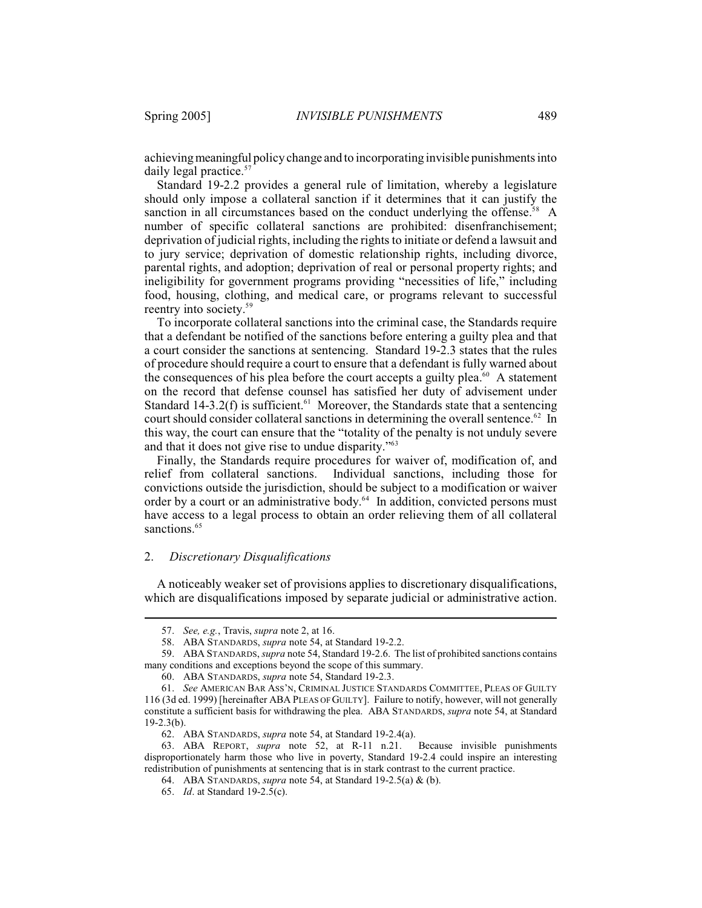achieving meaningful policy change and to incorporating invisible punishments into daily legal practice.[57]

Standard 19-2.2 provides a general rule of limitation, whereby a legislature should only impose a collateral sanction if it determines that it can justify the sanction in all circumstances based on the conduct underlying the offense.[58] A number of specific collateral sanctions are prohibited: disenfranchisement; deprivation of judicial rights, including the rights to initiate or defend a lawsuit and to jury service; deprivation of domestic relationship rights, including divorce, parental rights, and adoption; deprivation of real or personal property rights; and ineligibility for government programs providing "necessities of life," including food, housing, clothing, and medical care, or programs relevant to successful reentry into society.[59]

To incorporate collateral sanctions into the criminal case, the Standards require that a defendant be notified of the sanctions before entering a guilty plea and that a court consider the sanctions at sentencing. Standard 19-2.3 states that the rules of procedure should require a court to ensure that a defendant is fully warned about the consequences of his plea before the court accepts a guilty plea.[60] A statement on the record that defense counsel has satisfied her duty of advisement under Standard 14-3.2(f) is sufficient.[61] Moreover, the Standards state that a sentencing court should consider collateral sanctions in determining the overall sentence.[62] In this way, the court can ensure that the "totality of the penalty is not unduly severe and that it does not give rise to undue disparity."[63]

Finally, the Standards require procedures for waiver of, modification of, and relief from collateral sanctions. Individual sanctions, including those for convictions outside the jurisdiction, should be subject to a modification or waiver order by a court or an administrative body.[64] In addition, convicted persons must have access to a legal process to obtain an order relieving them of all collateral sanctions.[65]

### 2. *Discretionary Disqualifications*

A noticeably weaker set of provisions applies to discretionary disqualifications, which are disqualifications imposed by separate judicial or administrative action.

---

57. *See, e.g.*, Travis, *supra* note 2, at 16.

58. ABA STANDARDS, *supra* note 54, at Standard 19-2.2.

59. ABA STANDARDS, *supra* note 54, Standard 19-2.6. The list of prohibited sanctions contains many conditions and exceptions beyond the scope of this summary.

60. ABA STANDARDS, *supra* note 54, Standard 19-2.3.

61. *See* AMERICAN BAR ASS'N, CRIMINAL JUSTICE STANDARDS COMMITTEE, PLEAS OF GUILTY 116 (3d ed. 1999) [hereinafter ABA PLEAS OF GUILTY]. Failure to notify, however, will not generally constitute a sufficient basis for withdrawing the plea. ABA STANDARDS, *supra* note 54, at Standard 19-2.3(b).

62. ABA STANDARDS, *supra* note 54, at Standard 19-2.4(a).

63. ABA REPORT, *supra* note 52, at R-11 n.21. Because invisible punishments disproportionately harm those who live in poverty, Standard 19-2.4 could inspire an interesting redistribution of punishments at sentencing that is in stark contrast to the current practice.

64. ABA STANDARDS, *supra* note 54, at Standard 19-2.5(a) & (b).

65. *Id*. at Standard 19-2.5(c).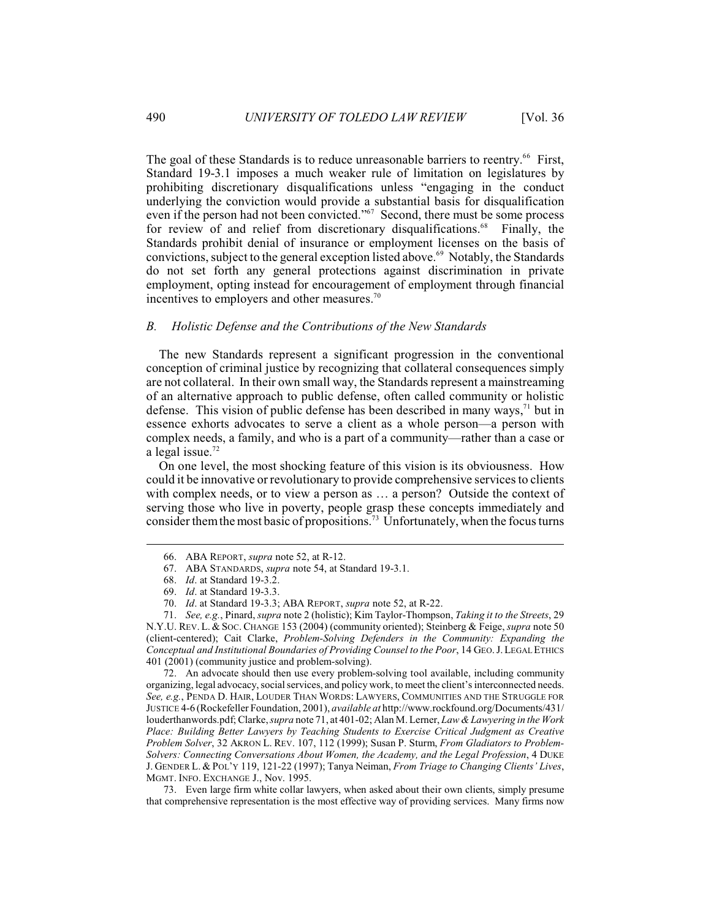The goal of these Standards is to reduce unreasonable barriers to reentry.[66] First, Standard 19-3.1 imposes a much weaker rule of limitation on legislatures by prohibiting discretionary disqualifications unless "engaging in the conduct underlying the conviction would provide a substantial basis for disqualification even if the person had not been convicted."[67] Second, there must be some process for review of and relief from discretionary disqualifications.[68] Finally, the Standards prohibit denial of insurance or employment licenses on the basis of convictions, subject to the general exception listed above.[69] Notably, the Standards do not set forth any general protections against discrimination in private employment, opting instead for encouragement of employment through financial incentives to employers and other measures.[70]

### *B. Holistic Defense and the Contributions of the New Standards*

The new Standards represent a significant progression in the conventional conception of criminal justice by recognizing that collateral consequences simply are not collateral. In their own small way, the Standards represent a mainstreaming of an alternative approach to public defense, often called community or holistic defense. This vision of public defense has been described in many ways,[71] but in essence exhorts advocates to serve a client as a whole person—a person with complex needs, a family, and who is a part of a community—rather than a case or a legal issue.[72]

On one level, the most shocking feature of this vision is its obviousness. How could it be innovative or revolutionary to provide comprehensive services to clients with complex needs, or to view a person as … a person? Outside the context of serving those who live in poverty, people grasp these concepts immediately and consider them the most basic of propositions.[73] Unfortunately, when the focus turns

---

66. ABA REPORT, *supra* note 52, at R-12.

67. ABA STANDARDS, *supra* note 54, at Standard 19-3.1.

68. *Id*. at Standard 19-3.2.

69. *Id*. at Standard 19-3.3.

70. *Id*. at Standard 19-3.3; ABA REPORT, *supra* note 52, at R-22.

71. *See, e.g.*, Pinard, *supra* note 2 (holistic); Kim Taylor-Thompson, *Taking it to the Streets*, 29 N.Y.U. REV. L. & SOC. CHANGE 153 (2004) (community oriented); Steinberg & Feige, *supra* note 50 (client-centered); Cait Clarke, *Problem-Solving Defenders in the Community: Expanding the Conceptual and Institutional Boundaries of Providing Counsel to the Poor*, 14 GEO. J. LEGAL ETHICS 401 (2001) (community justice and problem-solving).

72. An advocate should then use every problem-solving tool available, including community organizing, legal advocacy, social services, and policy work, to meet the client's interconnected needs. *See, e.g.*, PENDA D. HAIR, LOUDER THAN WORDS: LAWYERS, COMMUNITIES AND THE STRUGGLE FOR JUSTICE 4-6 (Rockefeller Foundation, 2001), *available at* http://www.rockfound.org/Documents/431/louderthanwords.pdf; Clarke, *supra* note 71, at 401-02; Alan M. Lerner, *Law & Lawyering in the Work Place: Building Better Lawyers by Teaching Students to Exercise Critical Judgment as Creative Problem Solver*, 32 AKRON L. REV. 107, 112 (1999); Susan P. Sturm, *From Gladiators to Problem-Solvers: Connecting Conversations About Women, the Academy, and the Legal Profession*, 4 DUKE J. GENDER L. & POL'Y 119, 121-22 (1997); Tanya Neiman, *From Triage to Changing Clients' Lives*, MGMT. INFO. EXCHANGE J., Nov. 1995.

73. Even large firm white collar lawyers, when asked about their own clients, simply presume that comprehensive representation is the most effective way of providing services. Many firms now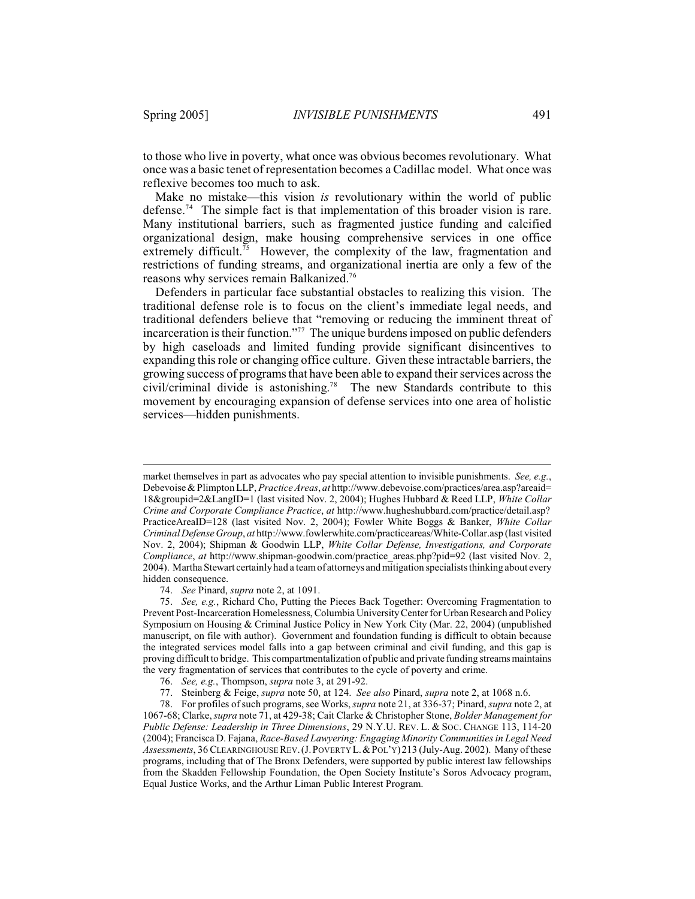to those who live in poverty, what once was obvious becomes revolutionary. What once was a basic tenet of representation becomes a Cadillac model. What once was reflexive becomes too much to ask.

Make no mistake—this vision *is* revolutionary within the world of public defense.[74] The simple fact is that implementation of this broader vision is rare. Many institutional barriers, such as fragmented justice funding and calcified organizational design, make housing comprehensive services in one office extremely difficult.[75] However, the complexity of the law, fragmentation and restrictions of funding streams, and organizational inertia are only a few of the reasons why services remain Balkanized.[76]

Defenders in particular face substantial obstacles to realizing this vision. The traditional defense role is to focus on the client's immediate legal needs, and traditional defenders believe that "removing or reducing the imminent threat of incarceration is their function."[77] The unique burdens imposed on public defenders by high caseloads and limited funding provide significant disincentives to expanding this role or changing office culture. Given these intractable barriers, the growing success of programs that have been able to expand their services across the civil/criminal divide is astonishing.[78] The new Standards contribute to this movement by encouraging expansion of defense services into one area of holistic services—hidden punishments.

---

market themselves in part as advocates who pay special attention to invisible punishments. *See, e.g.*, Debevoise & Plimpton LLP, *Practice Areas*, *at* http://www.debevoise.com/practices/area.asp?areaid=18&groupid=2&LangID=1 (last visited Nov. 2, 2004); Hughes Hubbard & Reed LLP, *White Collar Crime and Corporate Compliance Practice*, *at* http://www.hugheshubbard.com/practice/detail.asp?PracticeAreaID=128 (last visited Nov. 2, 2004); Fowler White Boggs & Banker, *White Collar Criminal Defense Group*, *at* http://www.fowlerwhite.com/practiceareas/White-Collar.asp (last visited Nov. 2, 2004); Shipman & Goodwin LLP, *White Collar Defense, Investigations, and Corporate Compliance*, *at* http://www.shipman-goodwin.com/practice_areas.php?pid=92 (last visited Nov. 2, 2004). Martha Stewart certainly had a team of attorneys and mitigation specialists thinking about every hidden consequence.

74. *See* Pinard, *supra* note 2, at 1091.

75. *See, e.g.*, Richard Cho, Putting the Pieces Back Together: Overcoming Fragmentation to Prevent Post-Incarceration Homelessness, Columbia University Center for Urban Research and Policy Symposium on Housing & Criminal Justice Policy in New York City (Mar. 22, 2004) (unpublished manuscript, on file with author). Government and foundation funding is difficult to obtain because the integrated services model falls into a gap between criminal and civil funding, and this gap is proving difficult to bridge. This compartmentalization of public and private funding streams maintains the very fragmentation of services that contributes to the cycle of poverty and crime.

76. *See, e.g.*, Thompson, *supra* note 3, at 291-92.

77. Steinberg & Feige, *supra* note 50, at 124. *See also* Pinard, *supra* note 2, at 1068 n.6.

78. For profiles of such programs, see Works, *supra* note 21, at 336-37; Pinard, *supra* note 2, at 1067-68; Clarke, *supra* note 71, at 429-38; Cait Clarke & Christopher Stone, *Bolder Management for Public Defense: Leadership in Three Dimensions*, 29 N.Y.U. REV. L. & SOC. CHANGE 113, 114-20 (2004); Francisca D. Fajana, *Race-Based Lawyering: Engaging Minority Communities in Legal Need Assessments*, 36 CLEARINGHOUSE REV. (J. POVERTY L. & POL'Y) 213 (July-Aug. 2002). Many of these programs, including that of The Bronx Defenders, were supported by public interest law fellowships from the Skadden Fellowship Foundation, the Open Society Institute's Soros Advocacy program, Equal Justice Works, and the Arthur Liman Public Interest Program.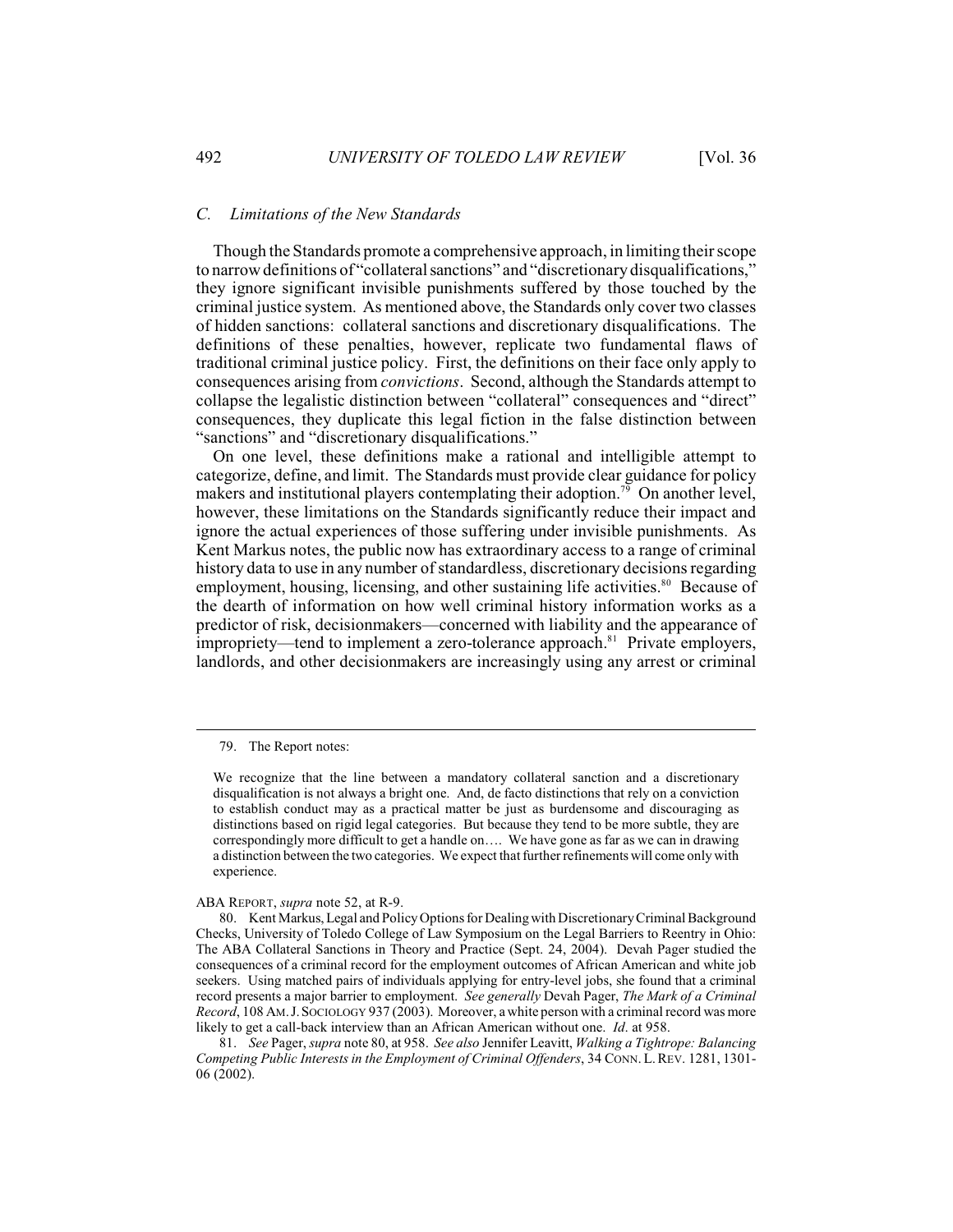### *C. Limitations of the New Standards*

Though the Standards promote a comprehensive approach, in limiting their scope to narrow definitions of "collateral sanctions" and "discretionary disqualifications," they ignore significant invisible punishments suffered by those touched by the criminal justice system. As mentioned above, the Standards only cover two classes of hidden sanctions: collateral sanctions and discretionary disqualifications. The definitions of these penalties, however, replicate two fundamental flaws of traditional criminal justice policy. First, the definitions on their face only apply to consequences arising from *convictions*. Second, although the Standards attempt to collapse the legalistic distinction between "collateral" consequences and "direct" consequences, they duplicate this legal fiction in the false distinction between "sanctions" and "discretionary disqualifications."

On one level, these definitions make a rational and intelligible attempt to categorize, define, and limit. The Standards must provide clear guidance for policy makers and institutional players contemplating their adoption.[79] On another level, however, these limitations on the Standards significantly reduce their impact and ignore the actual experiences of those suffering under invisible punishments. As Kent Markus notes, the public now has extraordinary access to a range of criminal history data to use in any number of standardless, discretionary decisions regarding employment, housing, licensing, and other sustaining life activities.[80] Because of the dearth of information on how well criminal history information works as a predictor of risk, decisionmakers—concerned with liability and the appearance of impropriety—tend to implement a zero-tolerance approach.[81] Private employers, landlords, and other decisionmakers are increasingly using any arrest or criminal

---

79. The Report notes:

> We recognize that the line between a mandatory collateral sanction and a discretionary disqualification is not always a bright one. And, de facto distinctions that rely on a conviction to establish conduct may as a practical matter be just as burdensome and discouraging as distinctions based on rigid legal categories. But because they tend to be more subtle, they are correspondingly more difficult to get a handle on…. We have gone as far as we can in drawing a distinction between the two categories. We expect that further refinements will come only with experience.

ABA REPORT, *supra* note 52, at R-9.

80. Kent Markus, Legal and Policy Options for Dealing with Discretionary Criminal Background Checks, University of Toledo College of Law Symposium on the Legal Barriers to Reentry in Ohio: The ABA Collateral Sanctions in Theory and Practice (Sept. 24, 2004). Devah Pager studied the consequences of a criminal record for the employment outcomes of African American and white job seekers. Using matched pairs of individuals applying for entry-level jobs, she found that a criminal record presents a major barrier to employment. *See generally* Devah Pager, *The Mark of a Criminal Record*, 108 AM. J. SOCIOLOGY 937 (2003). Moreover, a white person with a criminal record was more likely to get a call-back interview than an African American without one. *Id*. at 958.

81. *See* Pager, *supra* note 80, at 958. *See also* Jennifer Leavitt, *Walking a Tightrope: Balancing Competing Public Interests in the Employment of Criminal Offenders*, 34 CONN. L. REV. 1281, 1301-06 (2002).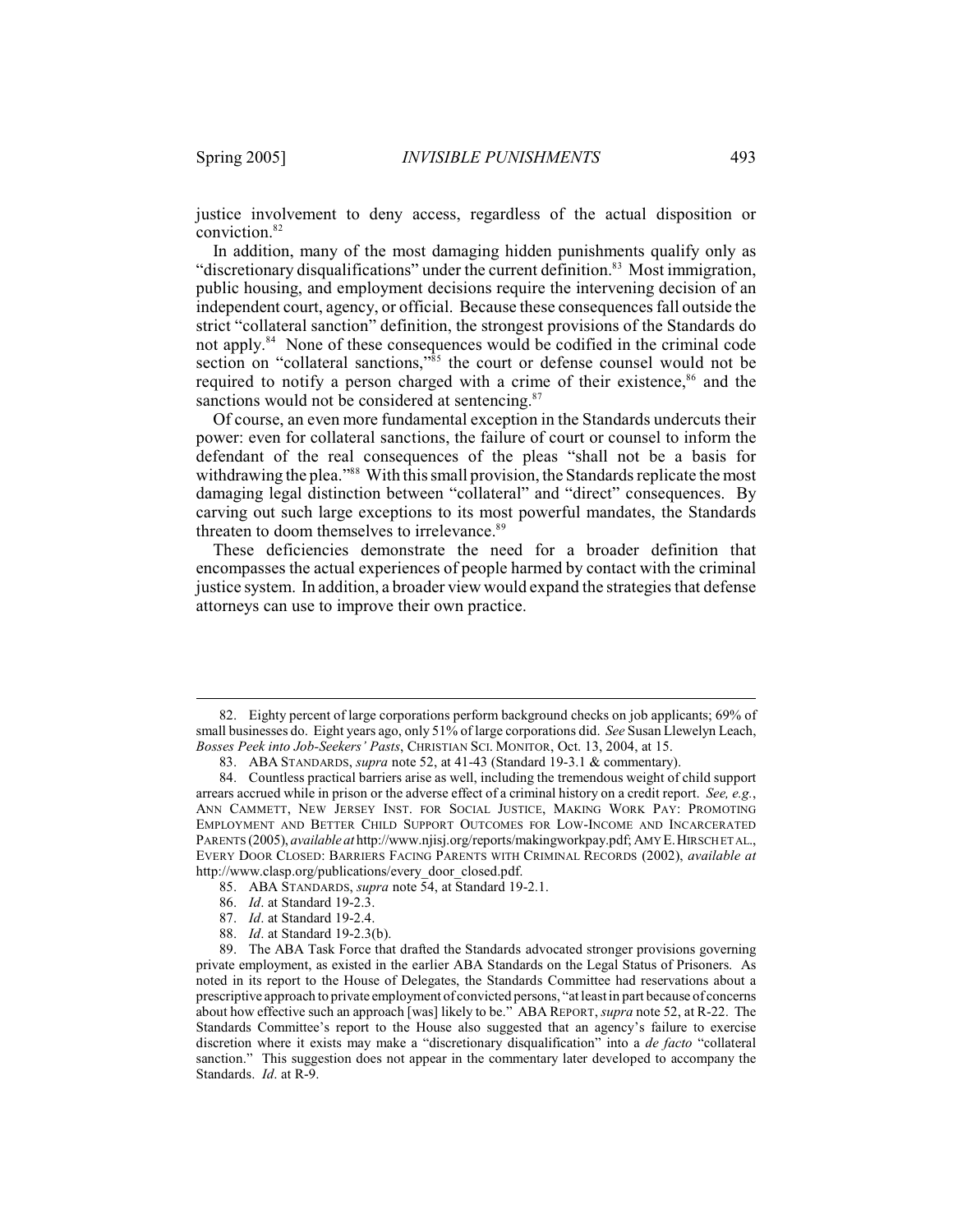justice involvement to deny access, regardless of the actual disposition or conviction.[82]

In addition, many of the most damaging hidden punishments qualify only as "discretionary disqualifications" under the current definition.[83] Most immigration, public housing, and employment decisions require the intervening decision of an independent court, agency, or official. Because these consequences fall outside the strict "collateral sanction" definition, the strongest provisions of the Standards do not apply.[84] None of these consequences would be codified in the criminal code section on "collateral sanctions,"[85] the court or defense counsel would not be required to notify a person charged with a crime of their existence,[86] and the sanctions would not be considered at sentencing.[87]

Of course, an even more fundamental exception in the Standards undercuts their power: even for collateral sanctions, the failure of court or counsel to inform the defendant of the real consequences of the pleas "shall not be a basis for withdrawing the plea."[88] With this small provision, the Standards replicate the most damaging legal distinction between "collateral" and "direct" consequences. By carving out such large exceptions to its most powerful mandates, the Standards threaten to doom themselves to irrelevance.[89]

These deficiencies demonstrate the need for a broader definition that encompasses the actual experiences of people harmed by contact with the criminal justice system. In addition, a broader view would expand the strategies that defense attorneys can use to improve their own practice.

---

82. Eighty percent of large corporations perform background checks on job applicants; 69% of small businesses do. Eight years ago, only 51% of large corporations did. *See* Susan Llewelyn Leach, *Bosses Peek into Job-Seekers' Pasts*, CHRISTIAN SCI. MONITOR, Oct. 13, 2004, at 15.

83. ABA STANDARDS, *supra* note 52, at 41-43 (Standard 19-3.1 & commentary).

84. Countless practical barriers arise as well, including the tremendous weight of child support arrears accrued while in prison or the adverse effect of a criminal history on a credit report. *See, e.g.*, ANN CAMMETT, NEW JERSEY INST. FOR SOCIAL JUSTICE, MAKING WORK PAY: PROMOTING EMPLOYMENT AND BETTER CHILD SUPPORT OUTCOMES FOR LOW-INCOME AND INCARCERATED PARENTS (2005), *available at* http://www.njisj.org/reports/makingworkpay.pdf; AMY E. HIRSCH ET AL., EVERY DOOR CLOSED: BARRIERS FACING PARENTS WITH CRIMINAL RECORDS (2002), *available at* http://www.clasp.org/publications/every_door_closed.pdf.

85. ABA STANDARDS, *supra* note 54, at Standard 19-2.1.

86. *Id*. at Standard 19-2.3.

87. *Id*. at Standard 19-2.4.

88. *Id*. at Standard 19-2.3(b).

89. The ABA Task Force that drafted the Standards advocated stronger provisions governing private employment, as existed in the earlier ABA Standards on the Legal Status of Prisoners. As noted in its report to the House of Delegates, the Standards Committee had reservations about a prescriptive approach to private employment of convicted persons, "at least in part because of concerns about how effective such an approach [was] likely to be." ABA REPORT, *supra* note 52, at R-22. The Standards Committee's report to the House also suggested that an agency's failure to exercise discretion where it exists may make a "discretionary disqualification" into a *de facto* "collateral sanction." This suggestion does not appear in the commentary later developed to accompany the Standards. *Id*. at R-9.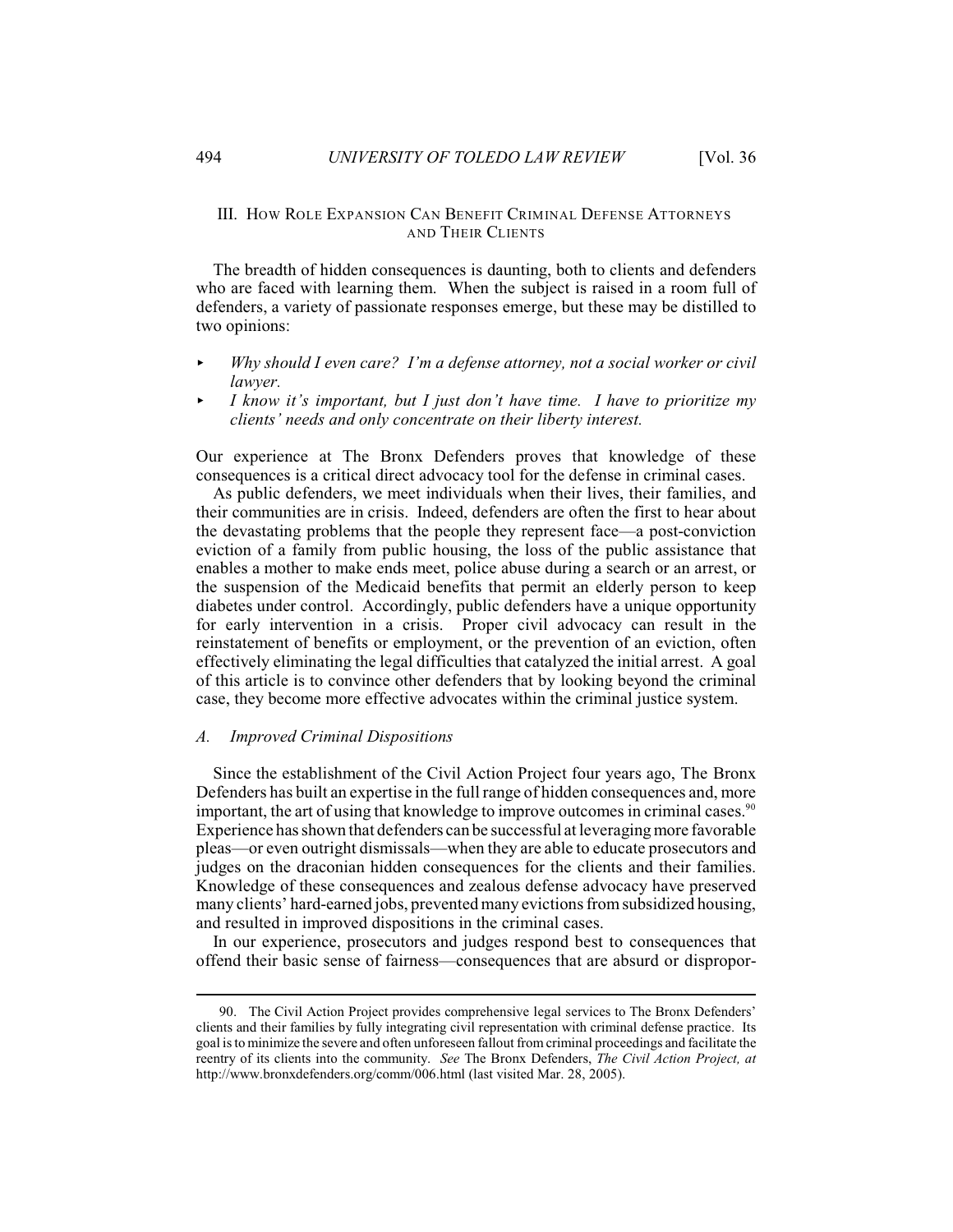## III. How Role Expansion Can Benefit Criminal Defense Attorneys and Their Clients

The breadth of hidden consequences is daunting, both to clients and defenders who are faced with learning them. When the subject is raised in a room full of defenders, a variety of passionate responses emerge, but these may be distilled to two opinions:

- *Why should I even care? I'm a defense attorney, not a social worker or civil lawyer.*
- *I know it's important, but I just don't have time. I have to prioritize my clients' needs and only concentrate on their liberty interest.*

Our experience at The Bronx Defenders proves that knowledge of these consequences is a critical direct advocacy tool for the defense in criminal cases.

As public defenders, we meet individuals when their lives, their families, and their communities are in crisis. Indeed, defenders are often the first to hear about the devastating problems that the people they represent face—a post-conviction eviction of a family from public housing, the loss of the public assistance that enables a mother to make ends meet, police abuse during a search or an arrest, or the suspension of the Medicaid benefits that permit an elderly person to keep diabetes under control. Accordingly, public defenders have a unique opportunity for early intervention in a crisis. Proper civil advocacy can result in the reinstatement of benefits or employment, or the prevention of an eviction, often effectively eliminating the legal difficulties that catalyzed the initial arrest. A goal of this article is to convince other defenders that by looking beyond the criminal case, they become more effective advocates within the criminal justice system.

### *A. Improved Criminal Dispositions*

Since the establishment of the Civil Action Project four years ago, The Bronx Defenders has built an expertise in the full range of hidden consequences and, more important, the art of using that knowledge to improve outcomes in criminal cases.[90] Experience has shown that defenders can be successful at leveraging more favorable pleas—or even outright dismissals—when they are able to educate prosecutors and judges on the draconian hidden consequences for the clients and their families. Knowledge of these consequences and zealous defense advocacy have preserved many clients' hard-earned jobs, prevented many evictions from subsidized housing, and resulted in improved dispositions in the criminal cases.

In our experience, prosecutors and judges respond best to consequences that offend their basic sense of fairness—consequences that are absurd or dispropor-

---

90. The Civil Action Project provides comprehensive legal services to The Bronx Defenders' clients and their families by fully integrating civil representation with criminal defense practice. Its goal is to minimize the severe and often unforeseen fallout from criminal proceedings and facilitate the reentry of its clients into the community. *See* The Bronx Defenders, *The Civil Action Project, at* http://www.bronxdefenders.org/comm/006.html (last visited Mar. 28, 2005).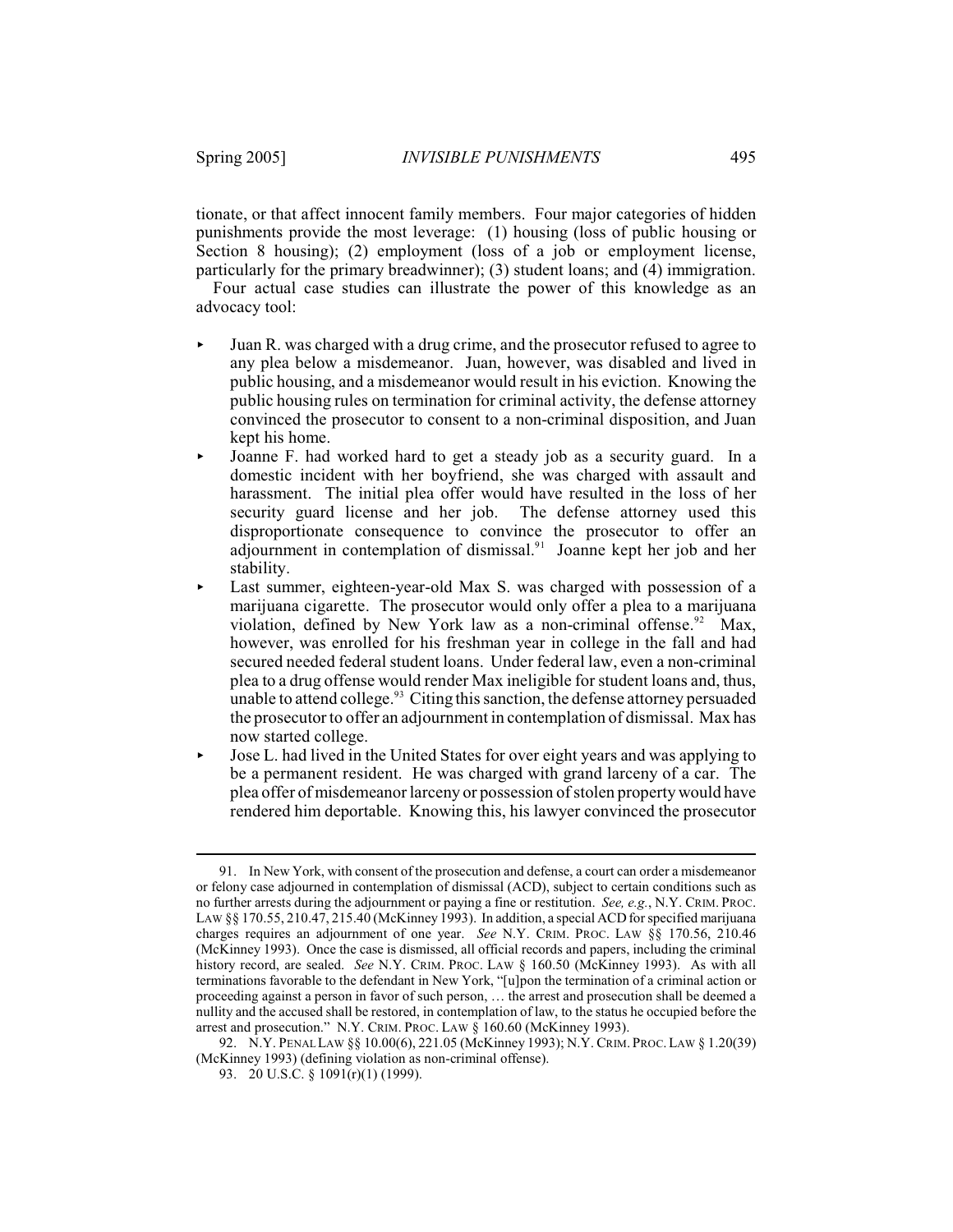tionate, or that affect innocent family members. Four major categories of hidden punishments provide the most leverage: (1) housing (loss of public housing or Section 8 housing); (2) employment (loss of a job or employment license, particularly for the primary breadwinner); (3) student loans; and (4) immigration.

Four actual case studies can illustrate the power of this knowledge as an advocacy tool:

- Juan R. was charged with a drug crime, and the prosecutor refused to agree to any plea below a misdemeanor. Juan, however, was disabled and lived in public housing, and a misdemeanor would result in his eviction. Knowing the public housing rules on termination for criminal activity, the defense attorney convinced the prosecutor to consent to a non-criminal disposition, and Juan kept his home.
- Joanne F. had worked hard to get a steady job as a security guard. In a domestic incident with her boyfriend, she was charged with assault and harassment. The initial plea offer would have resulted in the loss of her security guard license and her job. The defense attorney used this disproportionate consequence to convince the prosecutor to offer an adjournment in contemplation of dismissal.[91] Joanne kept her job and her stability.
- Last summer, eighteen-year-old Max S. was charged with possession of a marijuana cigarette. The prosecutor would only offer a plea to a marijuana violation, defined by New York law as a non-criminal offense.[92] Max, however, was enrolled for his freshman year in college in the fall and had secured needed federal student loans. Under federal law, even a non-criminal plea to a drug offense would render Max ineligible for student loans and, thus, unable to attend college.[93] Citing this sanction, the defense attorney persuaded the prosecutor to offer an adjournment in contemplation of dismissal. Max has now started college.
- Jose L. had lived in the United States for over eight years and was applying to be a permanent resident. He was charged with grand larceny of a car. The plea offer of misdemeanor larceny or possession of stolen property would have rendered him deportable. Knowing this, his lawyer convinced the prosecutor

---

91. In New York, with consent of the prosecution and defense, a court can order a misdemeanor or felony case adjourned in contemplation of dismissal (ACD), subject to certain conditions such as no further arrests during the adjournment or paying a fine or restitution. *See, e.g.*, N.Y. CRIM. PROC. LAW §§ 170.55, 210.47, 215.40 (McKinney 1993). In addition, a special ACD for specified marijuana charges requires an adjournment of one year. *See* N.Y. CRIM. PROC. LAW §§ 170.56, 210.46 (McKinney 1993). Once the case is dismissed, all official records and papers, including the criminal history record, are sealed. *See* N.Y. CRIM. PROC. LAW § 160.50 (McKinney 1993). As with all terminations favorable to the defendant in New York, "[u]pon the termination of a criminal action or proceeding against a person in favor of such person, … the arrest and prosecution shall be deemed a nullity and the accused shall be restored, in contemplation of law, to the status he occupied before the arrest and prosecution." N.Y. CRIM. PROC. LAW § 160.60 (McKinney 1993).

92. N.Y. PENAL LAW §§ 10.00(6), 221.05 (McKinney 1993); N.Y. CRIM. PROC. LAW § 1.20(39) (McKinney 1993) (defining violation as non-criminal offense).

93. 20 U.S.C. § 1091(r)(1) (1999).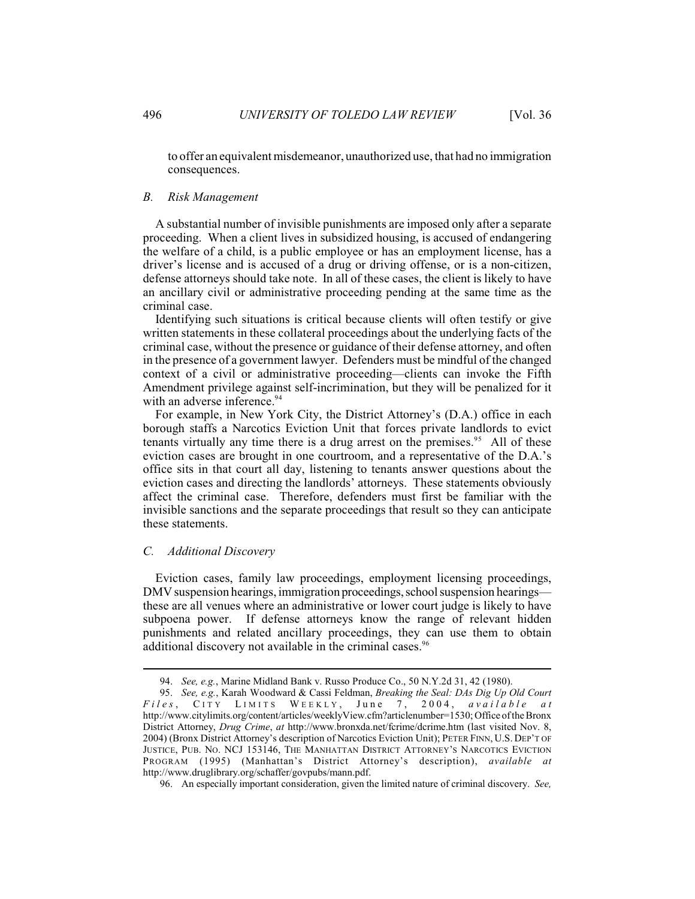to offer an equivalent misdemeanor, unauthorized use, that had no immigration consequences.

### *B. Risk Management*

A substantial number of invisible punishments are imposed only after a separate proceeding. When a client lives in subsidized housing, is accused of endangering the welfare of a child, is a public employee or has an employment license, has a driver's license and is accused of a drug or driving offense, or is a non-citizen, defense attorneys should take note. In all of these cases, the client is likely to have an ancillary civil or administrative proceeding pending at the same time as the criminal case.

Identifying such situations is critical because clients will often testify or give written statements in these collateral proceedings about the underlying facts of the criminal case, without the presence or guidance of their defense attorney, and often in the presence of a government lawyer. Defenders must be mindful of the changed context of a civil or administrative proceeding—clients can invoke the Fifth Amendment privilege against self-incrimination, but they will be penalized for it with an adverse inference.[94]

For example, in New York City, the District Attorney's (D.A.) office in each borough staffs a Narcotics Eviction Unit that forces private landlords to evict tenants virtually any time there is a drug arrest on the premises.[95] All of these eviction cases are brought in one courtroom, and a representative of the D.A.'s office sits in that court all day, listening to tenants answer questions about the eviction cases and directing the landlords' attorneys. These statements obviously affect the criminal case. Therefore, defenders must first be familiar with the invisible sanctions and the separate proceedings that result so they can anticipate these statements.

### *C. Additional Discovery*

Eviction cases, family law proceedings, employment licensing proceedings, DMV suspension hearings, immigration proceedings, school suspension hearings—these are all venues where an administrative or lower court judge is likely to have subpoena power. If defense attorneys know the range of relevant hidden punishments and related ancillary proceedings, they can use them to obtain additional discovery not available in the criminal cases.[96]

---

94. *See, e.g.*, Marine Midland Bank v. Russo Produce Co., 50 N.Y.2d 31, 42 (1980).

95. *See, e.g.*, Karah Woodward & Cassi Feldman, *Breaking the Seal: DAs Dig Up Old Court Files*, CITY LIMITS WEEKLY, June 7, 2004, *available at* http://www.citylimits.org/content/articles/weeklyView.cfm?articlenumber=1530; Office of the Bronx District Attorney, *Drug Crime*, *at* http://www.bronxda.net/fcrime/dcrime.htm (last visited Nov. 8, 2004) (Bronx District Attorney's description of Narcotics Eviction Unit); PETER FINN, U.S. DEP'T OF JUSTICE, PUB. NO. NCJ 153146, THE MANHATTAN DISTRICT ATTORNEY'S NARCOTICS EVICTION PROGRAM (1995) (Manhattan's District Attorney's description), *available at* http://www.druglibrary.org/schaffer/govpubs/mann.pdf.

96. An especially important consideration, given the limited nature of criminal discovery. *See,*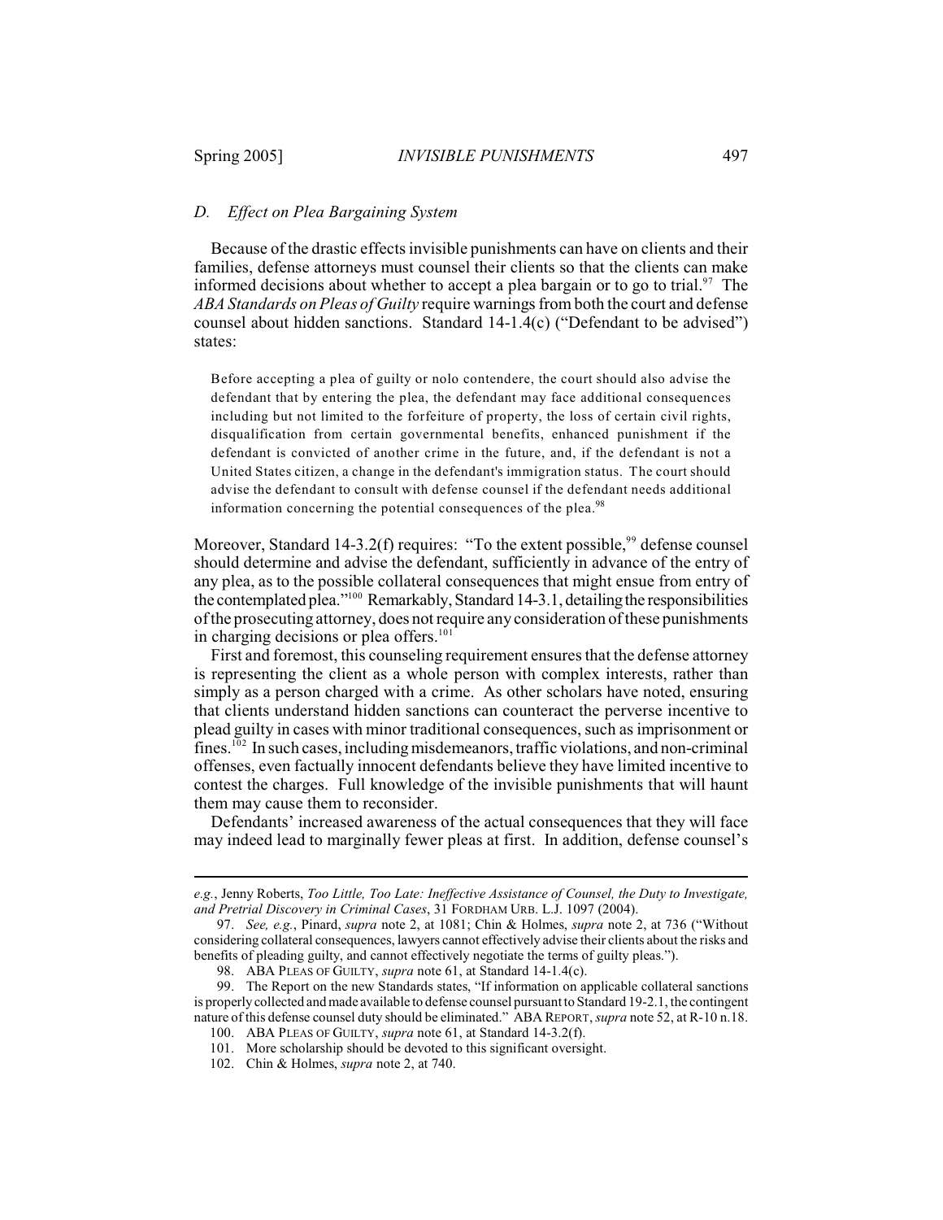### *D. Effect on Plea Bargaining System*

Because of the drastic effects invisible punishments can have on clients and their families, defense attorneys must counsel their clients so that the clients can make informed decisions about whether to accept a plea bargain or to go to trial.[97] The *ABA Standards on Pleas of Guilty* require warnings from both the court and defense counsel about hidden sanctions. Standard 14-1.4(c) ("Defendant to be advised") states:

> Before accepting a plea of guilty or nolo contendere, the court should also advise the defendant that by entering the plea, the defendant may face additional consequences including but not limited to the forfeiture of property, the loss of certain civil rights, disqualification from certain governmental benefits, enhanced punishment if the defendant is convicted of another crime in the future, and, if the defendant is not a United States citizen, a change in the defendant's immigration status. The court should advise the defendant to consult with defense counsel if the defendant needs additional information concerning the potential consequences of the plea.[98]

Moreover, Standard 14-3.2(f) requires: "To the extent possible,[99] defense counsel should determine and advise the defendant, sufficiently in advance of the entry of any plea, as to the possible collateral consequences that might ensue from entry of the contemplated plea."[100] Remarkably, Standard 14-3.1, detailing the responsibilities of the prosecuting attorney, does not require any consideration of these punishments in charging decisions or plea offers.[101]

First and foremost, this counseling requirement ensures that the defense attorney is representing the client as a whole person with complex interests, rather than simply as a person charged with a crime. As other scholars have noted, ensuring that clients understand hidden sanctions can counteract the perverse incentive to plead guilty in cases with minor traditional consequences, such as imprisonment or fines.[102] In such cases, including misdemeanors, traffic violations, and non-criminal offenses, even factually innocent defendants believe they have limited incentive to contest the charges. Full knowledge of the invisible punishments that will haunt them may cause them to reconsider.

Defendants' increased awareness of the actual consequences that they will face may indeed lead to marginally fewer pleas at first. In addition, defense counsel's

---

*e.g.*, Jenny Roberts, *Too Little, Too Late: Ineffective Assistance of Counsel, the Duty to Investigate, and Pretrial Discovery in Criminal Cases*, 31 FORDHAM URB. L.J. 1097 (2004).

97. *See, e.g.*, Pinard, *supra* note 2, at 1081; Chin & Holmes, *supra* note 2, at 736 ("Without considering collateral consequences, lawyers cannot effectively advise their clients about the risks and benefits of pleading guilty, and cannot effectively negotiate the terms of guilty pleas.").

98. ABA PLEAS OF GUILTY, *supra* note 61, at Standard 14-1.4(c).

99. The Report on the new Standards states, "If information on applicable collateral sanctions is properly collected and made available to defense counsel pursuant to Standard 19-2.1, the contingent nature of this defense counsel duty should be eliminated." ABA REPORT, *supra* note 52, at R-10 n.18.

100. ABA PLEAS OF GUILTY, *supra* note 61, at Standard 14-3.2(f).

101. More scholarship should be devoted to this significant oversight.

102. Chin & Holmes, *supra* note 2, at 740.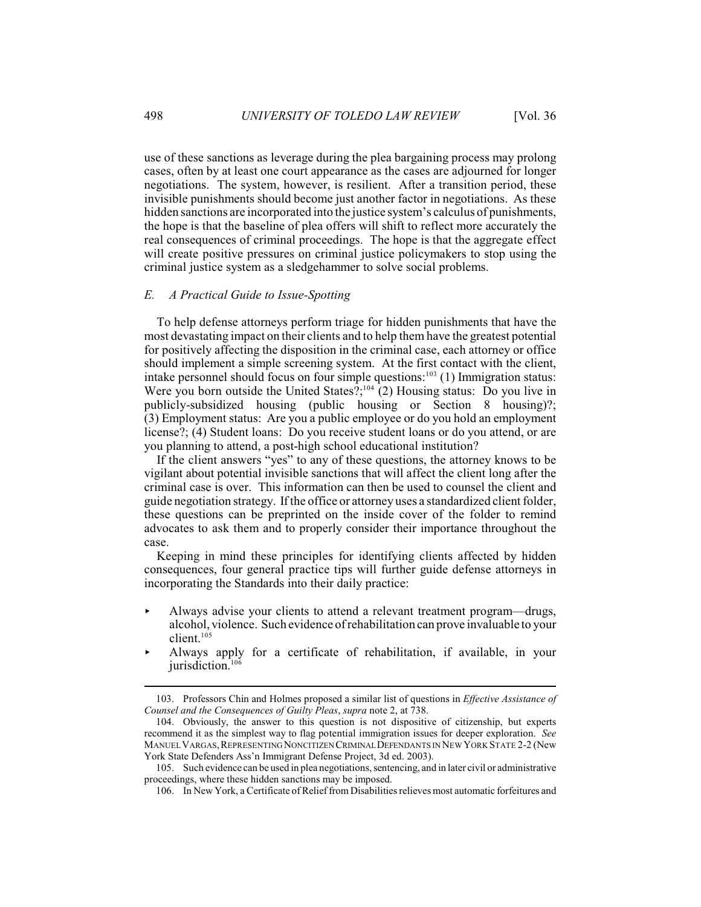use of these sanctions as leverage during the plea bargaining process may prolong cases, often by at least one court appearance as the cases are adjourned for longer negotiations. The system, however, is resilient. After a transition period, these invisible punishments should become just another factor in negotiations. As these hidden sanctions are incorporated into the justice system's calculus of punishments, the hope is that the baseline of plea offers will shift to reflect more accurately the real consequences of criminal proceedings. The hope is that the aggregate effect will create positive pressures on criminal justice policymakers to stop using the criminal justice system as a sledgehammer to solve social problems.

### *E. A Practical Guide to Issue-Spotting*

To help defense attorneys perform triage for hidden punishments that have the most devastating impact on their clients and to help them have the greatest potential for positively affecting the disposition in the criminal case, each attorney or office should implement a simple screening system. At the first contact with the client, intake personnel should focus on four simple questions:[103] (1) Immigration status: Were you born outside the United States?;[104] (2) Housing status: Do you live in publicly-subsidized housing (public housing or Section 8 housing)?; (3) Employment status: Are you a public employee or do you hold an employment license?; (4) Student loans: Do you receive student loans or do you attend, or are you planning to attend, a post-high school educational institution?

If the client answers "yes" to any of these questions, the attorney knows to be vigilant about potential invisible sanctions that will affect the client long after the criminal case is over. This information can then be used to counsel the client and guide negotiation strategy. If the office or attorney uses a standardized client folder, these questions can be preprinted on the inside cover of the folder to remind advocates to ask them and to properly consider their importance throughout the case.

Keeping in mind these principles for identifying clients affected by hidden consequences, four general practice tips will further guide defense attorneys in incorporating the Standards into their daily practice:

- Always advise your clients to attend a relevant treatment program—drugs, alcohol, violence. Such evidence of rehabilitation can prove invaluable to your client.[105]
- Always apply for a certificate of rehabilitation, if available, in your jurisdiction.[106]

---

103. Professors Chin and Holmes proposed a similar list of questions in *Effective Assistance of Counsel and the Consequences of Guilty Pleas*, *supra* note 2, at 738.

104. Obviously, the answer to this question is not dispositive of citizenship, but experts recommend it as the simplest way to flag potential immigration issues for deeper exploration. *See* MANUEL VARGAS, REPRESENTING NONCITIZEN CRIMINAL DEFENDANTS IN NEW YORK STATE 2-2 (New York State Defenders Ass'n Immigrant Defense Project, 3d ed. 2003).

105. Such evidence can be used in plea negotiations, sentencing, and in later civil or administrative proceedings, where these hidden sanctions may be imposed.

106. In New York, a Certificate of Relief from Disabilities relieves most automatic forfeitures and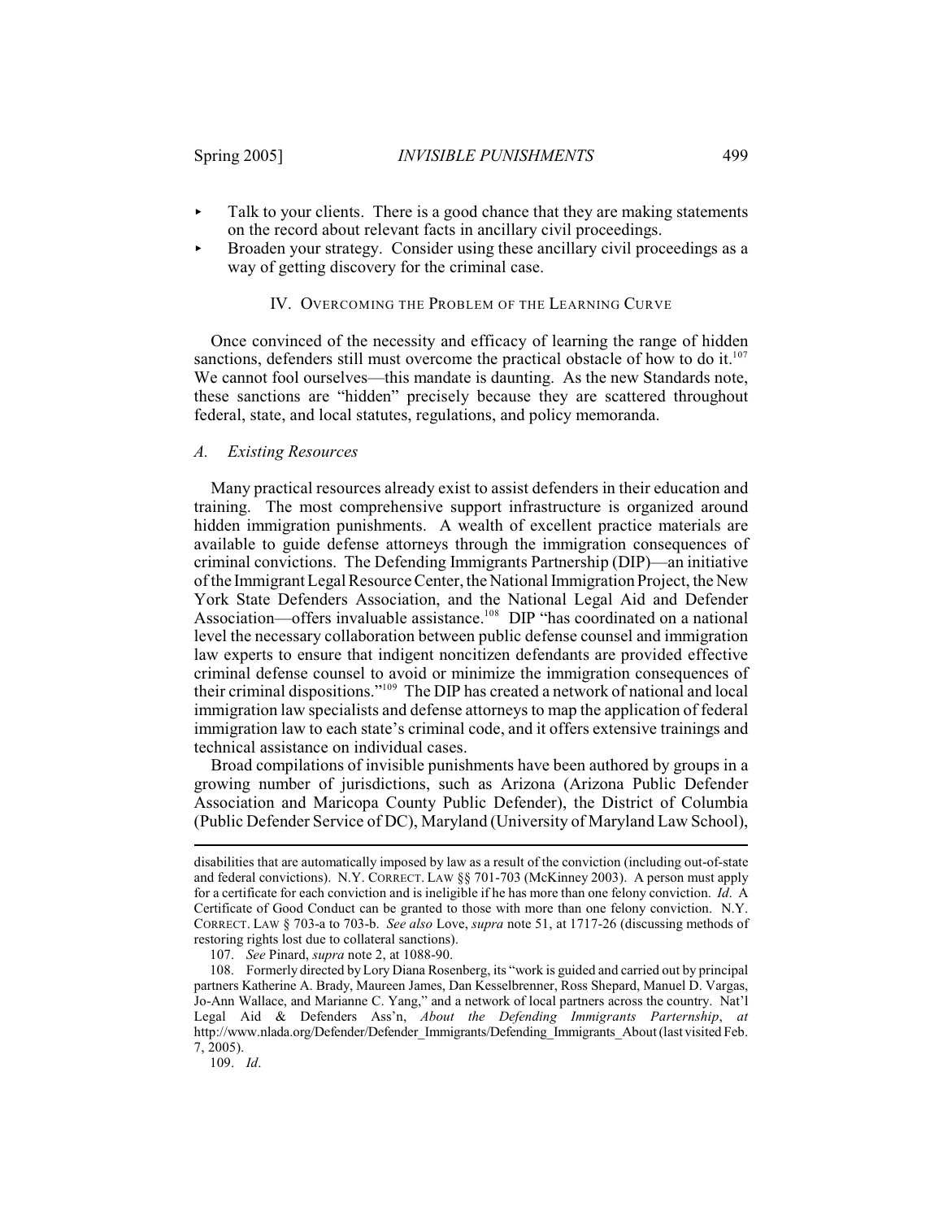- Talk to your clients. There is a good chance that they are making statements on the record about relevant facts in ancillary civil proceedings.
- Broaden your strategy. Consider using these ancillary civil proceedings as a way of getting discovery for the criminal case.

## IV. Overcoming the Problem of the Learning Curve

Once convinced of the necessity and efficacy of learning the range of hidden sanctions, defenders still must overcome the practical obstacle of how to do it.[107] We cannot fool ourselves—this mandate is daunting. As the new Standards note, these sanctions are "hidden" precisely because they are scattered throughout federal, state, and local statutes, regulations, and policy memoranda.

### *A. Existing Resources*

Many practical resources already exist to assist defenders in their education and training. The most comprehensive support infrastructure is organized around hidden immigration punishments. A wealth of excellent practice materials are available to guide defense attorneys through the immigration consequences of criminal convictions. The Defending Immigrants Partnership (DIP)—an initiative of the Immigrant Legal Resource Center, the National Immigration Project, the New York State Defenders Association, and the National Legal Aid and Defender Association—offers invaluable assistance.[108] DIP "has coordinated on a national level the necessary collaboration between public defense counsel and immigration law experts to ensure that indigent noncitizen defendants are provided effective criminal defense counsel to avoid or minimize the immigration consequences of their criminal dispositions."[109] The DIP has created a network of national and local immigration law specialists and defense attorneys to map the application of federal immigration law to each state's criminal code, and it offers extensive trainings and technical assistance on individual cases.

Broad compilations of invisible punishments have been authored by groups in a growing number of jurisdictions, such as Arizona (Arizona Public Defender Association and Maricopa County Public Defender), the District of Columbia (Public Defender Service of DC), Maryland (University of Maryland Law School),

---

disabilities that are automatically imposed by law as a result of the conviction (including out-of-state and federal convictions). N.Y. CORRECT. LAW §§ 701-703 (McKinney 2003). A person must apply for a certificate for each conviction and is ineligible if he has more than one felony conviction. *Id*. A Certificate of Good Conduct can be granted to those with more than one felony conviction. N.Y. CORRECT. LAW § 703-a to 703-b. *See also* Love, *supra* note 51, at 1717-26 (discussing methods of restoring rights lost due to collateral sanctions).

107. *See* Pinard, *supra* note 2, at 1088-90.

108. Formerly directed by Lory Diana Rosenberg, its "work is guided and carried out by principal partners Katherine A. Brady, Maureen James, Dan Kesselbrenner, Ross Shepard, Manuel D. Vargas, Jo-Ann Wallace, and Marianne C. Yang," and a network of local partners across the country. Nat'l Legal Aid & Defenders Ass'n, *About the Defending Immigrants Parternship*, *at* http://www.nlada.org/Defender/Defender_Immigrants/Defending_Immigrants_About (last visited Feb. 7, 2005).

109. *Id*.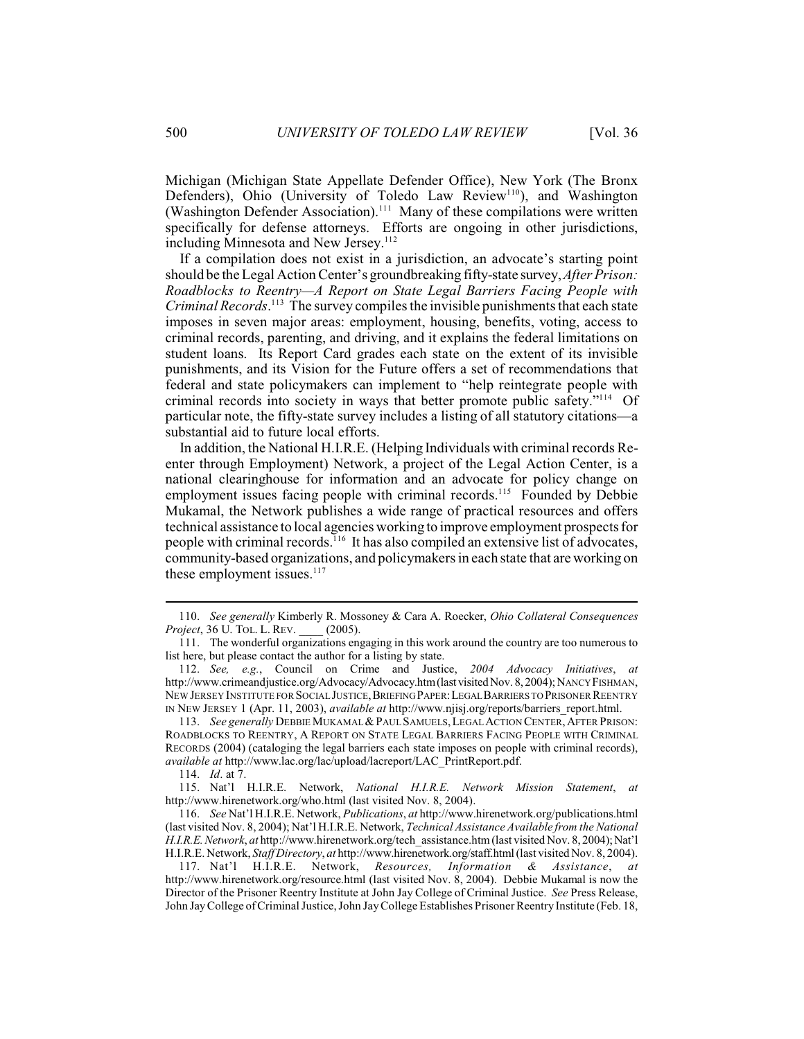Michigan (Michigan State Appellate Defender Office), New York (The Bronx Defenders), Ohio (University of Toledo Law Review[110]), and Washington (Washington Defender Association).[111] Many of these compilations were written specifically for defense attorneys. Efforts are ongoing in other jurisdictions, including Minnesota and New Jersey.[112]

If a compilation does not exist in a jurisdiction, an advocate's starting point should be the Legal Action Center's groundbreaking fifty-state survey, *After Prison: Roadblocks to Reentry—A Report on State Legal Barriers Facing People with Criminal Records*.[113] The survey compiles the invisible punishments that each state imposes in seven major areas: employment, housing, benefits, voting, access to criminal records, parenting, and driving, and it explains the federal limitations on student loans. Its Report Card grades each state on the extent of its invisible punishments, and its Vision for the Future offers a set of recommendations that federal and state policymakers can implement to "help reintegrate people with criminal records into society in ways that better promote public safety."[114] Of particular note, the fifty-state survey includes a listing of all statutory citations—a substantial aid to future local efforts.

In addition, the National H.I.R.E. (Helping Individuals with criminal records Re-enter through Employment) Network, a project of the Legal Action Center, is a national clearinghouse for information and an advocate for policy change on employment issues facing people with criminal records.[115] Founded by Debbie Mukamal, the Network publishes a wide range of practical resources and offers technical assistance to local agencies working to improve employment prospects for people with criminal records.[116] It has also compiled an extensive list of advocates, community-based organizations, and policymakers in each state that are working on these employment issues.[117]

---

110. *See generally* Kimberly R. Mossoney & Cara A. Roecker, *Ohio Collateral Consequences Project*, 36 U. TOL. L. REV. ____ (2005).

111. The wonderful organizations engaging in this work around the country are too numerous to list here, but please contact the author for a listing by state.

112. *See, e.g.*, Council on Crime and Justice, *2004 Advocacy Initiatives*, *at* http://www.crimeandjustice.org/Advocacy/Advocacy.htm (last visited Nov. 8, 2004); NANCY FISHMAN, NEW JERSEY INSTITUTE FOR SOCIAL JUSTICE, BRIEFING PAPER: LEGAL BARRIERS TO PRISONER REENTRY IN NEW JERSEY 1 (Apr. 11, 2003), *available at* http://www.njisj.org/reports/barriers_report.html.

113. *See generally* DEBBIE MUKAMAL & PAUL SAMUELS, LEGAL ACTION CENTER, AFTER PRISON: ROADBLOCKS TO REENTRY, A REPORT ON STATE LEGAL BARRIERS FACING PEOPLE WITH CRIMINAL RECORDS (2004) (cataloging the legal barriers each state imposes on people with criminal records), *available at* http://www.lac.org/lac/upload/lacreport/LAC_PrintReport.pdf.

114. *Id*. at 7.

115. Nat'l H.I.R.E. Network, *National H.I.R.E. Network Mission Statement*, *at* http://www.hirenetwork.org/who.html (last visited Nov. 8, 2004).

116. *See* Nat'l H.I.R.E. Network, *Publications*, *at* http://www.hirenetwork.org/publications.html (last visited Nov. 8, 2004); Nat'l H.I.R.E. Network, *Technical Assistance Available from the National H.I.R.E. Network*, *at* http://www.hirenetwork.org/tech_assistance.htm (last visited Nov. 8, 2004); Nat'l H.I.R.E. Network, *Staff Directory*, *at* http://www.hirenetwork.org/staff.html (last visited Nov. 8, 2004).

117. Nat'l H.I.R.E. Network, *Resources, Information & Assistance*, *at* http://www.hirenetwork.org/resource.html (last visited Nov. 8, 2004). Debbie Mukamal is now the Director of the Prisoner Reentry Institute at John Jay College of Criminal Justice. *See* Press Release, John Jay College of Criminal Justice, John Jay College Establishes Prisoner Reentry Institute (Feb. 18,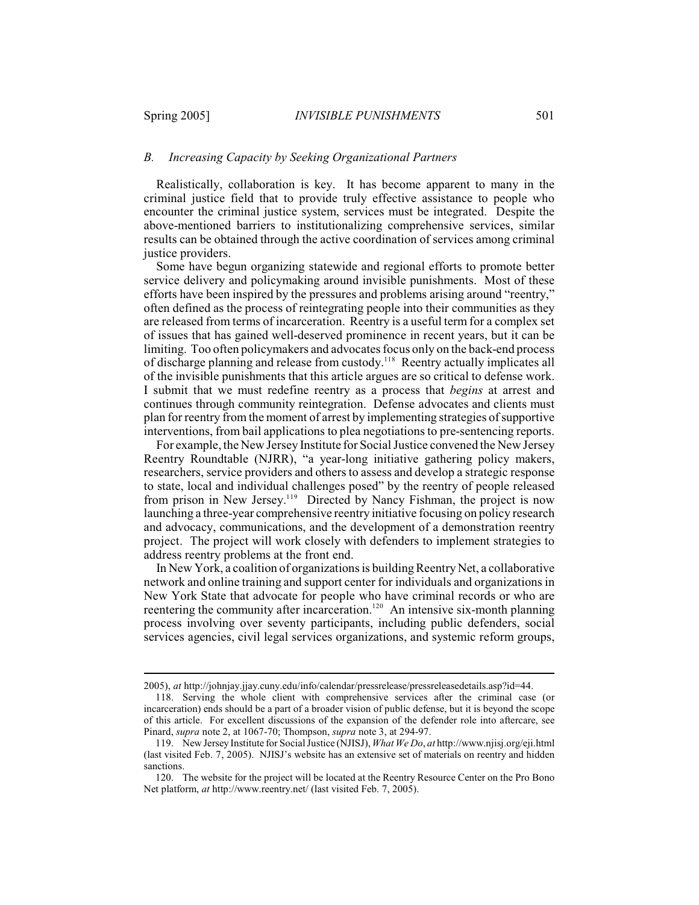### *B. Increasing Capacity by Seeking Organizational Partners*

Realistically, collaboration is key. It has become apparent to many in the criminal justice field that to provide truly effective assistance to people who encounter the criminal justice system, services must be integrated. Despite the above-mentioned barriers to institutionalizing comprehensive services, similar results can be obtained through the active coordination of services among criminal justice providers.

Some have begun organizing statewide and regional efforts to promote better service delivery and policymaking around invisible punishments. Most of these efforts have been inspired by the pressures and problems arising around "reentry," often defined as the process of reintegrating people into their communities as they are released from terms of incarceration. Reentry is a useful term for a complex set of issues that has gained well-deserved prominence in recent years, but it can be limiting. Too often policymakers and advocates focus only on the back-end process of discharge planning and release from custody.[118] Reentry actually implicates all of the invisible punishments that this article argues are so critical to defense work. I submit that we must redefine reentry as a process that *begins* at arrest and continues through community reintegration. Defense advocates and clients must plan for reentry from the moment of arrest by implementing strategies of supportive interventions, from bail applications to plea negotiations to pre-sentencing reports.

For example, the New Jersey Institute for Social Justice convened the New Jersey Reentry Roundtable (NJRR), "a year-long initiative gathering policy makers, researchers, service providers and others to assess and develop a strategic response to state, local and individual challenges posed" by the reentry of people released from prison in New Jersey.[119] Directed by Nancy Fishman, the project is now launching a three-year comprehensive reentry initiative focusing on policy research and advocacy, communications, and the development of a demonstration reentry project. The project will work closely with defenders to implement strategies to address reentry problems at the front end.

In New York, a coalition of organizations is building Reentry Net, a collaborative network and online training and support center for individuals and organizations in New York State that advocate for people who have criminal records or who are reentering the community after incarceration.[120] An intensive six-month planning process involving over seventy participants, including public defenders, social services agencies, civil legal services organizations, and systemic reform groups,

---

2005), *at* http://johnjay.jjay.cuny.edu/info/calendar/pressrelease/pressreleasedetails.asp?id=44.

118. Serving the whole client with comprehensive services after the criminal case (or incarceration) ends should be a part of a broader vision of public defense, but it is beyond the scope of this article. For excellent discussions of the expansion of the defender role into aftercare, see Pinard, *supra* note 2, at 1067-70; Thompson, *supra* note 3, at 294-97.

119. New Jersey Institute for Social Justice (NJISJ), *What We Do*, *at* http://www.njisj.org/eji.html (last visited Feb. 7, 2005). NJISJ's website has an extensive set of materials on reentry and hidden sanctions.

120. The website for the project will be located at the Reentry Resource Center on the Pro Bono Net platform, *at* http://www.reentry.net/ (last visited Feb. 7, 2005).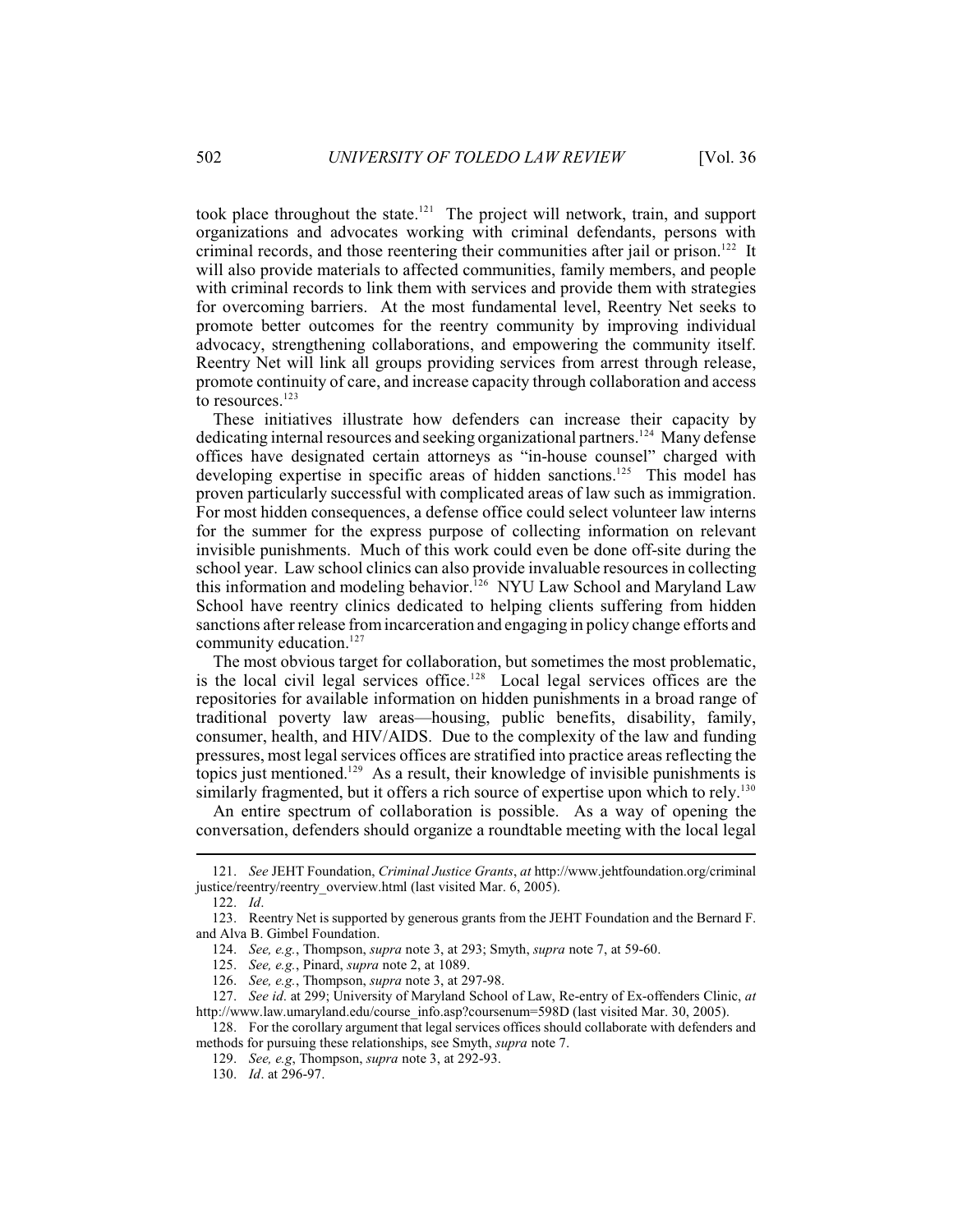took place throughout the state.[121] The project will network, train, and support organizations and advocates working with criminal defendants, persons with criminal records, and those reentering their communities after jail or prison.[122] It will also provide materials to affected communities, family members, and people with criminal records to link them with services and provide them with strategies for overcoming barriers. At the most fundamental level, Reentry Net seeks to promote better outcomes for the reentry community by improving individual advocacy, strengthening collaborations, and empowering the community itself. Reentry Net will link all groups providing services from arrest through release, promote continuity of care, and increase capacity through collaboration and access to resources.[123]

These initiatives illustrate how defenders can increase their capacity by dedicating internal resources and seeking organizational partners.[124] Many defense offices have designated certain attorneys as "in-house counsel" charged with developing expertise in specific areas of hidden sanctions.[125] This model has proven particularly successful with complicated areas of law such as immigration. For most hidden consequences, a defense office could select volunteer law interns for the summer for the express purpose of collecting information on relevant invisible punishments. Much of this work could even be done off-site during the school year. Law school clinics can also provide invaluable resources in collecting this information and modeling behavior.[126] NYU Law School and Maryland Law School have reentry clinics dedicated to helping clients suffering from hidden sanctions after release from incarceration and engaging in policy change efforts and community education.[127]

The most obvious target for collaboration, but sometimes the most problematic, is the local civil legal services office.[128] Local legal services offices are the repositories for available information on hidden punishments in a broad range of traditional poverty law areas—housing, public benefits, disability, family, consumer, health, and HIV/AIDS. Due to the complexity of the law and funding pressures, most legal services offices are stratified into practice areas reflecting the topics just mentioned.[129] As a result, their knowledge of invisible punishments is similarly fragmented, but it offers a rich source of expertise upon which to rely.[130]

An entire spectrum of collaboration is possible. As a way of opening the conversation, defenders should organize a roundtable meeting with the local legal

---

121. *See* JEHT Foundation, *Criminal Justice Grants*, *at* http://www.jehtfoundation.org/criminal justice/reentry/reentry_overview.html (last visited Mar. 6, 2005).

122. *Id*.

123. Reentry Net is supported by generous grants from the JEHT Foundation and the Bernard F. and Alva B. Gimbel Foundation.

124. *See, e.g.*, Thompson, *supra* note 3, at 293; Smyth, *supra* note 7, at 59-60.

125. *See, e.g.*, Pinard, *supra* note 2, at 1089.

126. *See, e.g.*, Thompson, *supra* note 3, at 297-98.

127. *See id*. at 299; University of Maryland School of Law, Re-entry of Ex-offenders Clinic, *at* http://www.law.umaryland.edu/course_info.asp?coursenum=598D (last visited Mar. 30, 2005).

128. For the corollary argument that legal services offices should collaborate with defenders and methods for pursuing these relationships, see Smyth, *supra* note 7.

129. *See, e.g*, Thompson, *supra* note 3, at 292-93.

130. *Id*. at 296-97.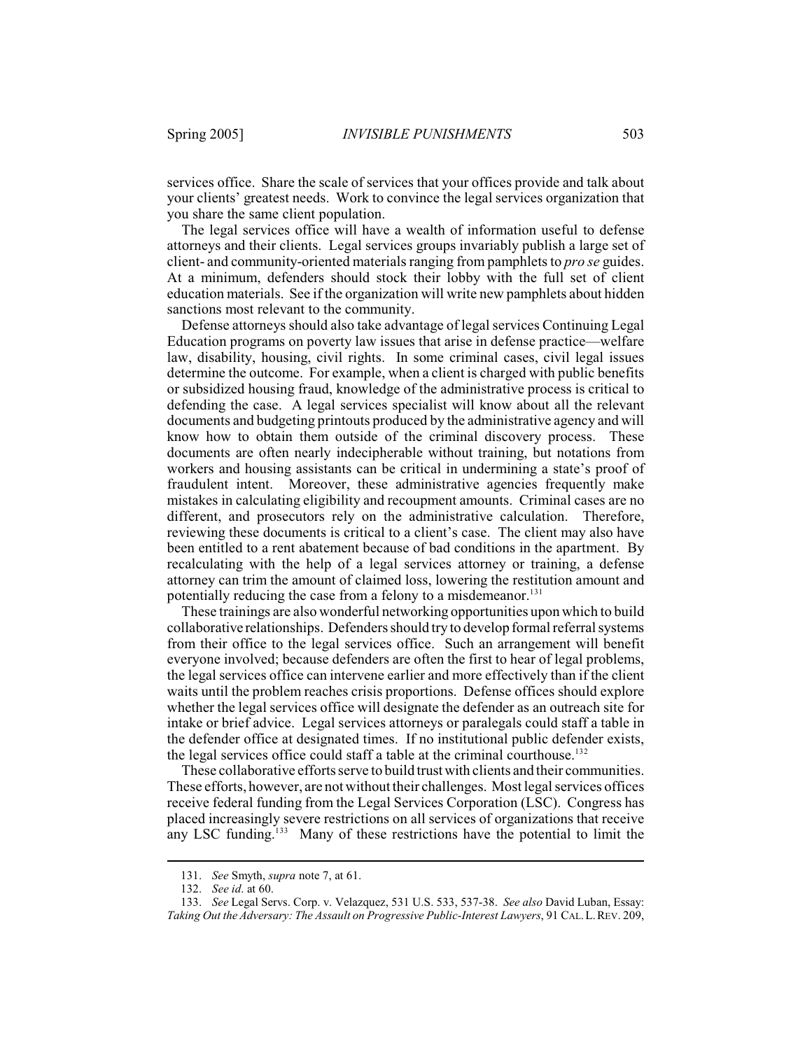services office. Share the scale of services that your offices provide and talk about your clients' greatest needs. Work to convince the legal services organization that you share the same client population.

The legal services office will have a wealth of information useful to defense attorneys and their clients. Legal services groups invariably publish a large set of client- and community-oriented materials ranging from pamphlets to *pro se* guides. At a minimum, defenders should stock their lobby with the full set of client education materials. See if the organization will write new pamphlets about hidden sanctions most relevant to the community.

Defense attorneys should also take advantage of legal services Continuing Legal Education programs on poverty law issues that arise in defense practice—welfare law, disability, housing, civil rights. In some criminal cases, civil legal issues determine the outcome. For example, when a client is charged with public benefits or subsidized housing fraud, knowledge of the administrative process is critical to defending the case. A legal services specialist will know about all the relevant documents and budgeting printouts produced by the administrative agency and will know how to obtain them outside of the criminal discovery process. These documents are often nearly indecipherable without training, but notations from workers and housing assistants can be critical in undermining a state's proof of fraudulent intent. Moreover, these administrative agencies frequently make mistakes in calculating eligibility and recoupment amounts. Criminal cases are no different, and prosecutors rely on the administrative calculation. Therefore, reviewing these documents is critical to a client's case. The client may also have been entitled to a rent abatement because of bad conditions in the apartment. By recalculating with the help of a legal services attorney or training, a defense attorney can trim the amount of claimed loss, lowering the restitution amount and potentially reducing the case from a felony to a misdemeanor.[131]

These trainings are also wonderful networking opportunities upon which to build collaborative relationships. Defenders should try to develop formal referral systems from their office to the legal services office. Such an arrangement will benefit everyone involved; because defenders are often the first to hear of legal problems, the legal services office can intervene earlier and more effectively than if the client waits until the problem reaches crisis proportions. Defense offices should explore whether the legal services office will designate the defender as an outreach site for intake or brief advice. Legal services attorneys or paralegals could staff a table in the defender office at designated times. If no institutional public defender exists, the legal services office could staff a table at the criminal courthouse.[132]

These collaborative efforts serve to build trust with clients and their communities. These efforts, however, are not without their challenges. Most legal services offices receive federal funding from the Legal Services Corporation (LSC). Congress has placed increasingly severe restrictions on all services of organizations that receive any LSC funding.[133] Many of these restrictions have the potential to limit the

---

131. *See* Smyth, *supra* note 7, at 61.

132. *See id*. at 60.

133. *See* Legal Servs. Corp. v. Velazquez, 531 U.S. 533, 537-38. *See also* David Luban, Essay: *Taking Out the Adversary: The Assault on Progressive Public-Interest Lawyers*, 91 CAL. L. REV. 209,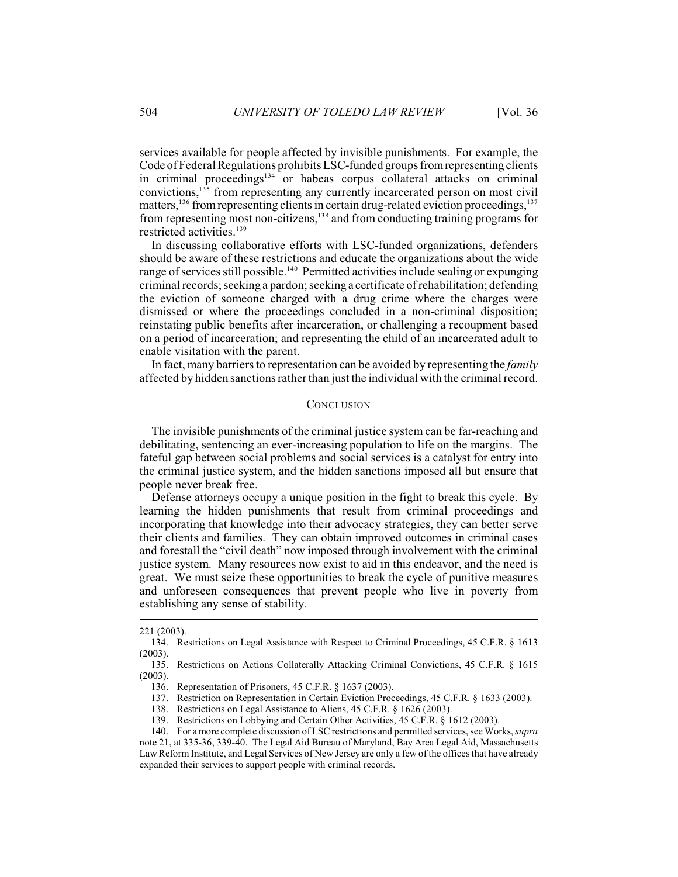services available for people affected by invisible punishments. For example, the Code of Federal Regulations prohibits LSC-funded groups from representing clients in criminal proceedings[134] or habeas corpus collateral attacks on criminal convictions,[135] from representing any currently incarcerated person on most civil matters,[136] from representing clients in certain drug-related eviction proceedings,[137] from representing most non-citizens,[138] and from conducting training programs for restricted activities.[139]

In discussing collaborative efforts with LSC-funded organizations, defenders should be aware of these restrictions and educate the organizations about the wide range of services still possible.[140] Permitted activities include sealing or expunging criminal records; seeking a pardon; seeking a certificate of rehabilitation; defending the eviction of someone charged with a drug crime where the charges were dismissed or where the proceedings concluded in a non-criminal disposition; reinstating public benefits after incarceration, or challenging a recoupment based on a period of incarceration; and representing the child of an incarcerated adult to enable visitation with the parent.

In fact, many barriers to representation can be avoided by representing the *family* affected by hidden sanctions rather than just the individual with the criminal record.

## CONCLUSION

The invisible punishments of the criminal justice system can be far-reaching and debilitating, sentencing an ever-increasing population to life on the margins. The fateful gap between social problems and social services is a catalyst for entry into the criminal justice system, and the hidden sanctions imposed all but ensure that people never break free.

Defense attorneys occupy a unique position in the fight to break this cycle. By learning the hidden punishments that result from criminal proceedings and incorporating that knowledge into their advocacy strategies, they can better serve their clients and families. They can obtain improved outcomes in criminal cases and forestall the "civil death" now imposed through involvement with the criminal justice system. Many resources now exist to aid in this endeavor, and the need is great. We must seize these opportunities to break the cycle of punitive measures and unforeseen consequences that prevent people who live in poverty from establishing any sense of stability.

---

221 (2003).

134. Restrictions on Legal Assistance with Respect to Criminal Proceedings, 45 C.F.R. § 1613 (2003).

135. Restrictions on Actions Collaterally Attacking Criminal Convictions, 45 C.F.R. § 1615 (2003).

136. Representation of Prisoners, 45 C.F.R. § 1637 (2003).

137. Restriction on Representation in Certain Eviction Proceedings, 45 C.F.R. § 1633 (2003).

138. Restrictions on Legal Assistance to Aliens, 45 C.F.R. § 1626 (2003).

139. Restrictions on Lobbying and Certain Other Activities, 45 C.F.R. § 1612 (2003).

140. For a more complete discussion of LSC restrictions and permitted services, see Works, *supra* note 21, at 335-36, 339-40. The Legal Aid Bureau of Maryland, Bay Area Legal Aid, Massachusetts Law Reform Institute, and Legal Services of New Jersey are only a few of the offices that have already expanded their services to support people with criminal records.